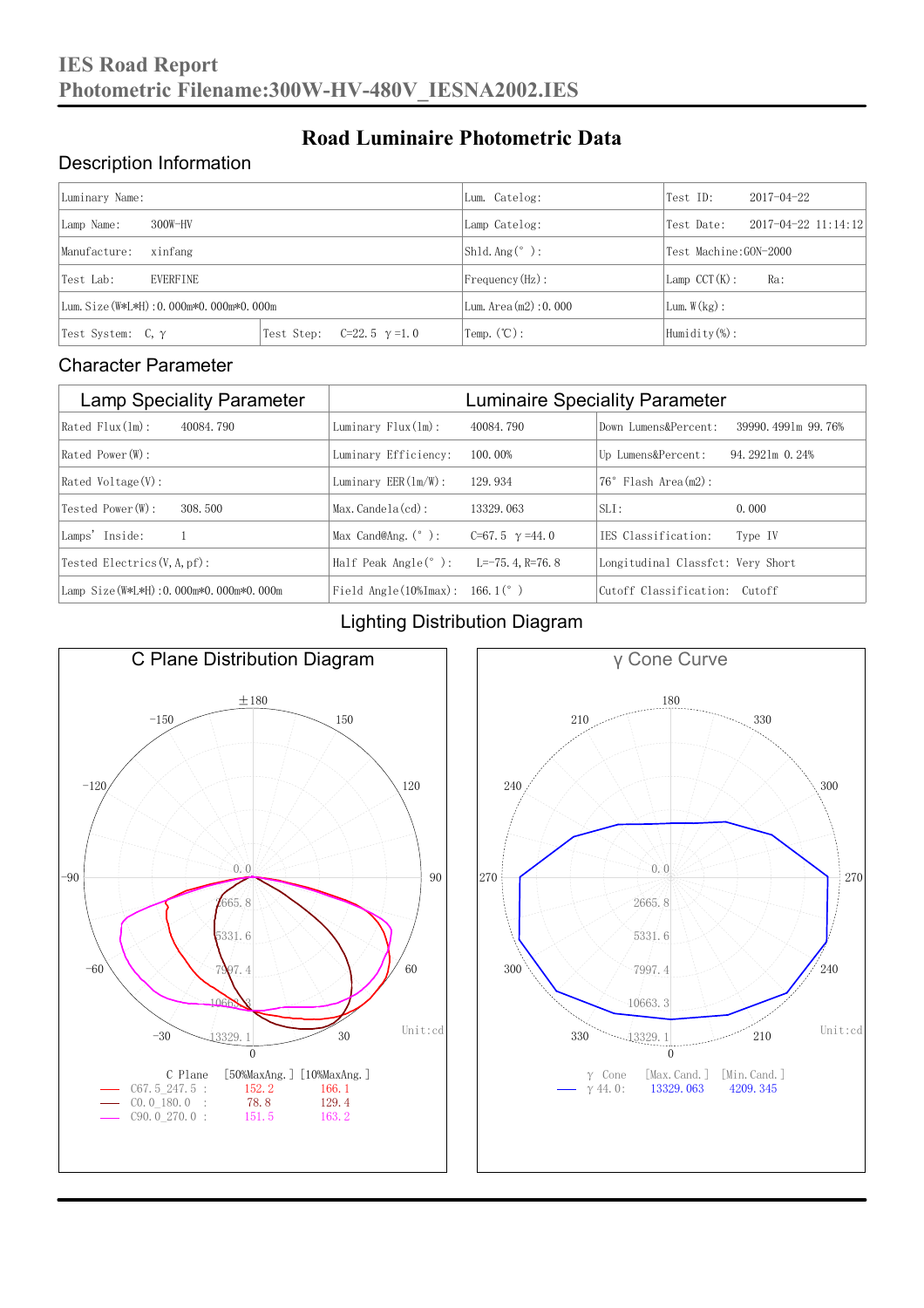# IES Road Report
# Photometric Filename:300W-HV-480V_IESNA2002.IES

## Road Luminaire Photometric Data

### Description Information

| Luminary Name: | | Lum. Catelog: | Test ID: 2017-04-22 |
|---|---|---|---|
| Lamp Name: 300W-HV | | Lamp Catelog: | Test Date: 2017-04-22 11:14:12 |
| Manufacture: xinfang | | Shld.Ang(°): | Test Machine:GON-2000 |
| Test Lab: EVERFINE | | Frequency(Hz): | Lamp CCT(K): Ra: |
| Lum.Size(W*L*H):0.000m*0.000m*0.000m | | Lum.Area(m2):0.000 | Lum.W(kg): |
| Test System: C, γ | Test Step: C=22.5 γ=1.0 | Temp.(℃): | Humidity(%): |

### Character Parameter

| Lamp Speciality Parameter | Luminaire Speciality Parameter | |
|---|---|---|
| Rated Flux(lm): 40084.790 | Luminary Flux(lm): 40084.790 | Down Lumens&Percent: 39990.4991m 99.76% |
| Rated Power(W): | Luminary Efficiency: 100.00% | Up Lumens&Percent: 94.2921m 0.24% |
| Rated Voltage(V): | Luminary EER(lm/W): 129.934 | 76° Flash Area(m2): |
| Tested Power(W): 308.500 | Max.Candela(cd): 13329.063 | SLI: 0.000 |
| Lamps' Inside: 1 | Max Cand@Ang.(°): C=67.5 γ=44.0 | IES Classification: Type IV |
| Tested Electrics(V,A,pf): | Half Peak Angle(°): L=-75.4,R=76.8 | Longitudinal Classfct: Very Short |
| Lamp Size(W*L*H):0.000m*0.000m*0.000m | Field Angle(10%Imax): 166.1(°) | Cutoff Classification: Cutoff |

### Lighting Distribution Diagram

**C Plane Distribution Diagram**

| C Plane | [50%MaxAng.] | [10%MaxAng.] |
|---|---|---|
| C67.5_247.5 : | 152.2 | 166.1 |
| C0.0_180.0 : | 78.8 | 129.4 |
| C90.0_270.0 : | 151.5 | 163.2 |

Unit:cd

**γ Cone Curve**

| γ Cone | [Max.Cand.] | [Min.Cand.] |
|---|---|---|
| γ 44.0: | 13329.063 | 4209.345 |

Unit:cd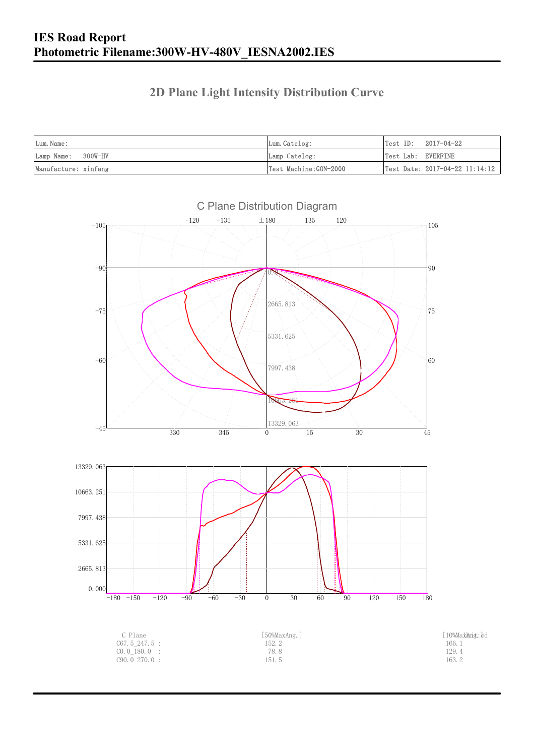# IES Road Report
# Photometric Filename:300W-HV-480V_IESNA2002.IES

## 2D Plane Light Intensity Distribution Curve

| Lum.Name: | Lum.Catelog: | Test ID: 2017-04-22 |
|---|---|---|
| Lamp Name: 300W-HV | Lamp Catelog: | Test Lab: EVERFINE |
| Manufacture: xinfang | Test Machine:GON-2000 | Test Date: 2017-04-22 11:14:12 |

C Plane Distribution Diagram

| C Plane | [50%MaxAng.] | [10%MaxAng.] |
|---|---|---|
| C67.5_247.5 : | 152.2 | 166.1 |
| C0.0_180.0 : | 78.8 | 129.4 |
| C90.0_270.0 : | 151.5 | 163.2 |

Unit:cd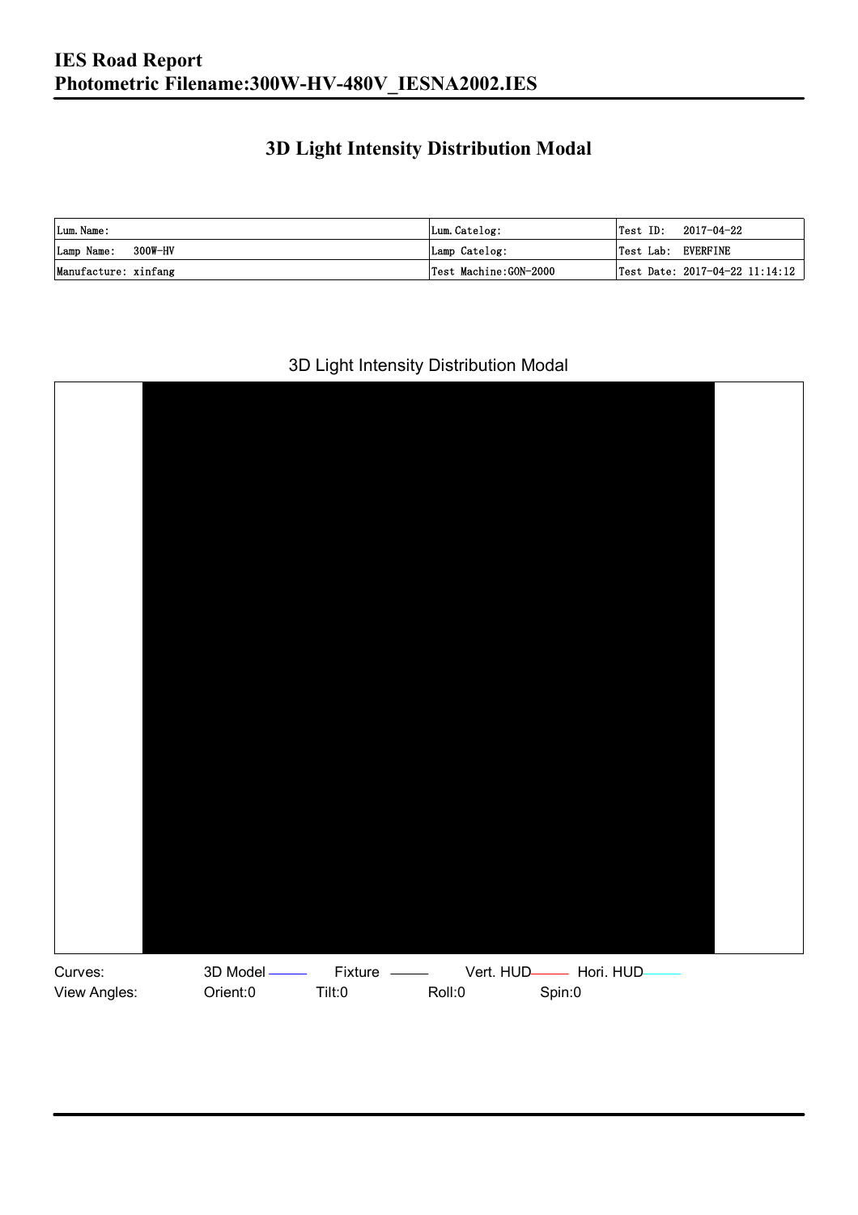## 3D Light Intensity Distribution Modal

| Lum. Name: | Lum. Catelog: | Test ID: 2017-04-22 |
|---|---|---|
| Lamp Name: 300W-HV | Lamp Catelog: | Test Lab: EVERFINE |
| Manufacture: xinfang | Test Machine:GON-2000 | Test Date: 2017-04-22 11:14:12 |

3D Light Intensity Distribution Modal

Curves: 3D Model Fixture Vert. HUD Hori. HUD

View Angles: Orient:0 Tilt:0 Roll:0 Spin:0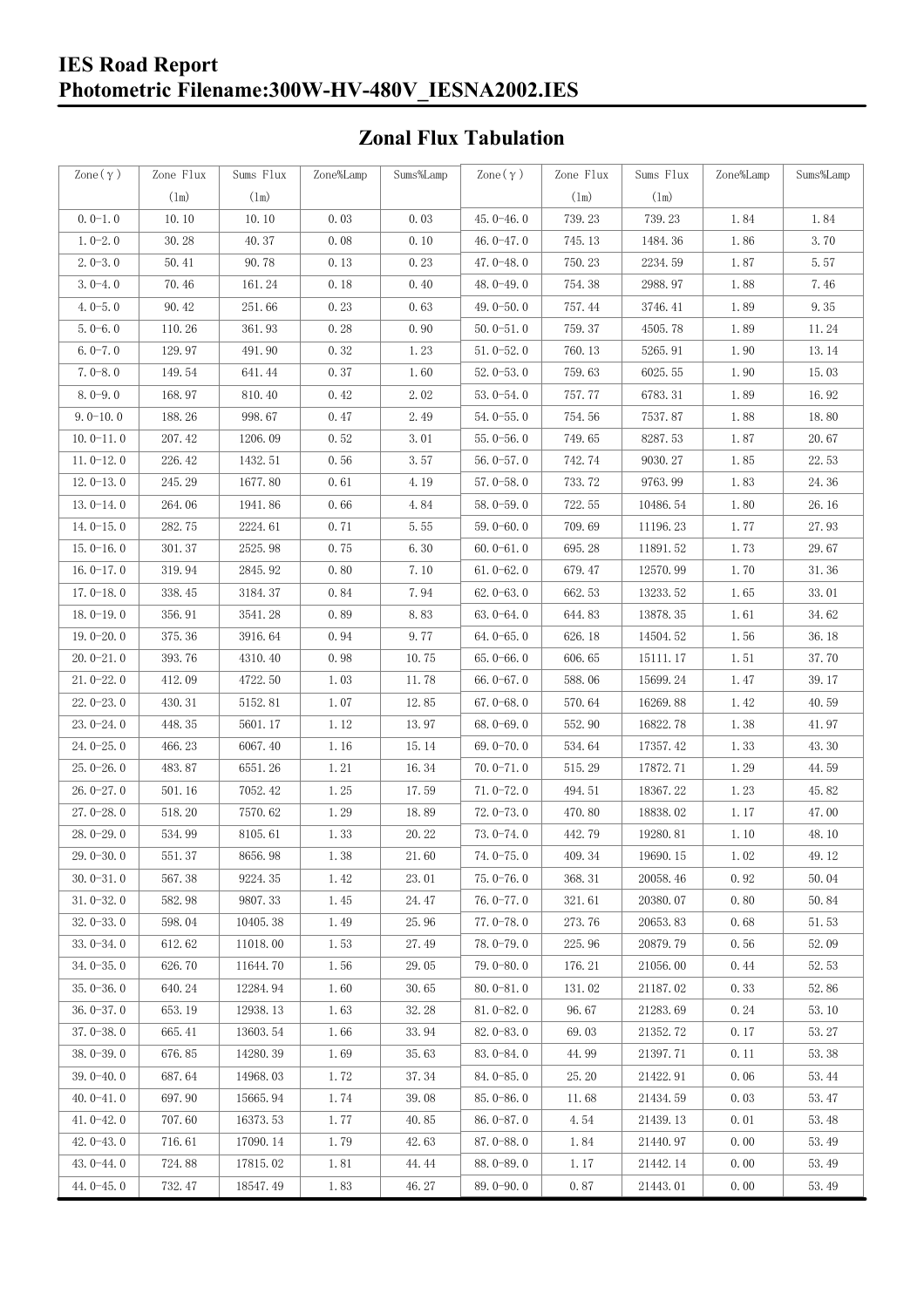# IES Road Report
# Photometric Filename:300W-HV-480V_IESNA2002.IES

## Zonal Flux Tabulation

| Zone(γ) | Zone Flux (lm) | Sums Flux (lm) | Zone%Lamp | Sums%Lamp | Zone(γ) | Zone Flux (lm) | Sums Flux (lm) | Zone%Lamp | Sums%Lamp |
|---|---|---|---|---|---|---|---|---|---|
| 0.0-1.0 | 10.10 | 10.10 | 0.03 | 0.03 | 45.0-46.0 | 739.23 | 739.23 | 1.84 | 1.84 |
| 1.0-2.0 | 30.28 | 40.37 | 0.08 | 0.10 | 46.0-47.0 | 745.13 | 1484.36 | 1.86 | 3.70 |
| 2.0-3.0 | 50.41 | 90.78 | 0.13 | 0.23 | 47.0-48.0 | 750.23 | 2234.59 | 1.87 | 5.57 |
| 3.0-4.0 | 70.46 | 161.24 | 0.18 | 0.40 | 48.0-49.0 | 754.38 | 2988.97 | 1.88 | 7.46 |
| 4.0-5.0 | 90.42 | 251.66 | 0.23 | 0.63 | 49.0-50.0 | 757.44 | 3746.41 | 1.89 | 9.35 |
| 5.0-6.0 | 110.26 | 361.93 | 0.28 | 0.90 | 50.0-51.0 | 759.37 | 4505.78 | 1.89 | 11.24 |
| 6.0-7.0 | 129.97 | 491.90 | 0.32 | 1.23 | 51.0-52.0 | 760.13 | 5265.91 | 1.90 | 13.14 |
| 7.0-8.0 | 149.54 | 641.44 | 0.37 | 1.60 | 52.0-53.0 | 759.63 | 6025.55 | 1.90 | 15.03 |
| 8.0-9.0 | 168.97 | 810.40 | 0.42 | 2.02 | 53.0-54.0 | 757.77 | 6783.31 | 1.89 | 16.92 |
| 9.0-10.0 | 188.26 | 998.67 | 0.47 | 2.49 | 54.0-55.0 | 754.56 | 7537.87 | 1.88 | 18.80 |
| 10.0-11.0 | 207.42 | 1206.09 | 0.52 | 3.01 | 55.0-56.0 | 749.65 | 8287.53 | 1.87 | 20.67 |
| 11.0-12.0 | 226.42 | 1432.51 | 0.56 | 3.57 | 56.0-57.0 | 742.74 | 9030.27 | 1.85 | 22.53 |
| 12.0-13.0 | 245.29 | 1677.80 | 0.61 | 4.19 | 57.0-58.0 | 733.72 | 9763.99 | 1.83 | 24.36 |
| 13.0-14.0 | 264.06 | 1941.86 | 0.66 | 4.84 | 58.0-59.0 | 722.55 | 10486.54 | 1.80 | 26.16 |
| 14.0-15.0 | 282.75 | 2224.61 | 0.71 | 5.55 | 59.0-60.0 | 709.69 | 11196.23 | 1.77 | 27.93 |
| 15.0-16.0 | 301.37 | 2525.98 | 0.75 | 6.30 | 60.0-61.0 | 695.28 | 11891.52 | 1.73 | 29.67 |
| 16.0-17.0 | 319.94 | 2845.92 | 0.80 | 7.10 | 61.0-62.0 | 679.47 | 12570.99 | 1.70 | 31.36 |
| 17.0-18.0 | 338.45 | 3184.37 | 0.84 | 7.94 | 62.0-63.0 | 662.53 | 13233.52 | 1.65 | 33.01 |
| 18.0-19.0 | 356.91 | 3541.28 | 0.89 | 8.83 | 63.0-64.0 | 644.83 | 13878.35 | 1.61 | 34.62 |
| 19.0-20.0 | 375.36 | 3916.64 | 0.94 | 9.77 | 64.0-65.0 | 626.18 | 14504.52 | 1.56 | 36.18 |
| 20.0-21.0 | 393.76 | 4310.40 | 0.98 | 10.75 | 65.0-66.0 | 606.65 | 15111.17 | 1.51 | 37.70 |
| 21.0-22.0 | 412.09 | 4722.50 | 1.03 | 11.78 | 66.0-67.0 | 588.06 | 15699.24 | 1.47 | 39.17 |
| 22.0-23.0 | 430.31 | 5152.81 | 1.07 | 12.85 | 67.0-68.0 | 570.64 | 16269.88 | 1.42 | 40.59 |
| 23.0-24.0 | 448.35 | 5601.17 | 1.12 | 13.97 | 68.0-69.0 | 552.90 | 16822.78 | 1.38 | 41.97 |
| 24.0-25.0 | 466.23 | 6067.40 | 1.16 | 15.14 | 69.0-70.0 | 534.64 | 17357.42 | 1.33 | 43.30 |
| 25.0-26.0 | 483.87 | 6551.26 | 1.21 | 16.34 | 70.0-71.0 | 515.29 | 17872.71 | 1.29 | 44.59 |
| 26.0-27.0 | 501.16 | 7052.42 | 1.25 | 17.59 | 71.0-72.0 | 494.51 | 18367.22 | 1.23 | 45.82 |
| 27.0-28.0 | 518.20 | 7570.62 | 1.29 | 18.89 | 72.0-73.0 | 470.80 | 18838.02 | 1.17 | 47.00 |
| 28.0-29.0 | 534.99 | 8105.61 | 1.33 | 20.22 | 73.0-74.0 | 442.79 | 19280.81 | 1.10 | 48.10 |
| 29.0-30.0 | 551.37 | 8656.98 | 1.38 | 21.60 | 74.0-75.0 | 409.34 | 19690.15 | 1.02 | 49.12 |
| 30.0-31.0 | 567.38 | 9224.35 | 1.42 | 23.01 | 75.0-76.0 | 368.31 | 20058.46 | 0.92 | 50.04 |
| 31.0-32.0 | 582.98 | 9807.33 | 1.45 | 24.47 | 76.0-77.0 | 321.61 | 20380.07 | 0.80 | 50.84 |
| 32.0-33.0 | 598.04 | 10405.38 | 1.49 | 25.96 | 77.0-78.0 | 273.76 | 20653.83 | 0.68 | 51.53 |
| 33.0-34.0 | 612.62 | 11018.00 | 1.53 | 27.49 | 78.0-79.0 | 225.96 | 20879.79 | 0.56 | 52.09 |
| 34.0-35.0 | 626.70 | 11644.70 | 1.56 | 29.05 | 79.0-80.0 | 176.21 | 21056.00 | 0.44 | 52.53 |
| 35.0-36.0 | 640.24 | 12284.94 | 1.60 | 30.65 | 80.0-81.0 | 131.02 | 21187.02 | 0.33 | 52.86 |
| 36.0-37.0 | 653.19 | 12938.13 | 1.63 | 32.28 | 81.0-82.0 | 96.67 | 21283.69 | 0.24 | 53.10 |
| 37.0-38.0 | 665.41 | 13603.54 | 1.66 | 33.94 | 82.0-83.0 | 69.03 | 21352.72 | 0.17 | 53.27 |
| 38.0-39.0 | 676.85 | 14280.39 | 1.69 | 35.63 | 83.0-84.0 | 44.99 | 21397.71 | 0.11 | 53.38 |
| 39.0-40.0 | 687.64 | 14968.03 | 1.72 | 37.34 | 84.0-85.0 | 25.20 | 21422.91 | 0.06 | 53.44 |
| 40.0-41.0 | 697.90 | 15665.94 | 1.74 | 39.08 | 85.0-86.0 | 11.68 | 21434.59 | 0.03 | 53.47 |
| 41.0-42.0 | 707.60 | 16373.53 | 1.77 | 40.85 | 86.0-87.0 | 4.54 | 21439.13 | 0.01 | 53.48 |
| 42.0-43.0 | 716.61 | 17090.14 | 1.79 | 42.63 | 87.0-88.0 | 1.84 | 21440.97 | 0.00 | 53.49 |
| 43.0-44.0 | 724.88 | 17815.02 | 1.81 | 44.44 | 88.0-89.0 | 1.17 | 21442.14 | 0.00 | 53.49 |
| 44.0-45.0 | 732.47 | 18547.49 | 1.83 | 46.27 | 89.0-90.0 | 0.87 | 21443.01 | 0.00 | 53.49 |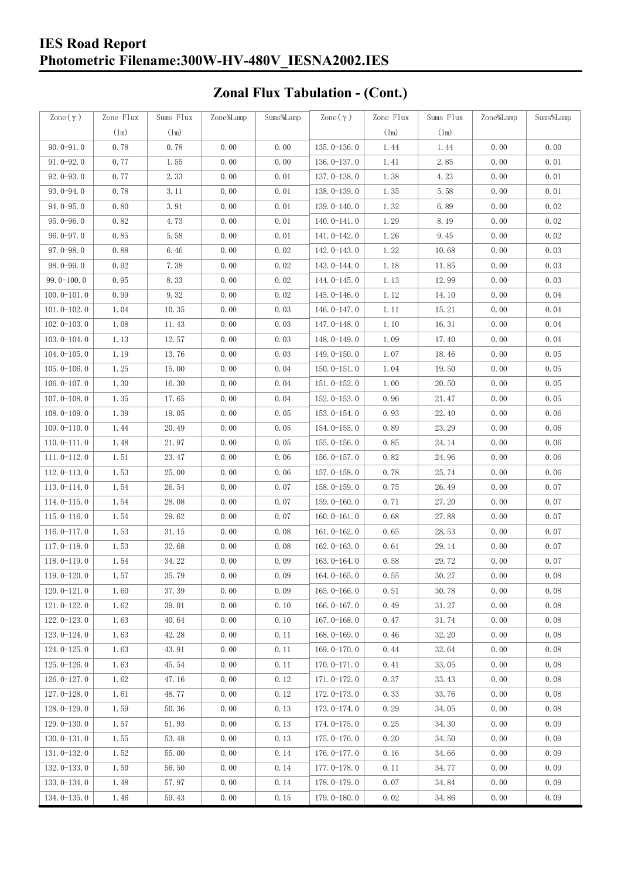# IES Road Report
# Photometric Filename:300W-HV-480V_IESNA2002.IES

## Zonal Flux Tabulation - (Cont.)

| Zone(γ) | Zone Flux (lm) | Sums Flux (lm) | Zone%Lamp | Sums%Lamp | Zone(γ) | Zone Flux (lm) | Sums Flux (lm) | Zone%Lamp | Sums%Lamp |
|---|---|---|---|---|---|---|---|---|---|
| 90.0-91.0 | 0.78 | 0.78 | 0.00 | 0.00 | 135.0-136.0 | 1.44 | 1.44 | 0.00 | 0.00 |
| 91.0-92.0 | 0.77 | 1.55 | 0.00 | 0.00 | 136.0-137.0 | 1.41 | 2.85 | 0.00 | 0.01 |
| 92.0-93.0 | 0.77 | 2.33 | 0.00 | 0.01 | 137.0-138.0 | 1.38 | 4.23 | 0.00 | 0.01 |
| 93.0-94.0 | 0.78 | 3.11 | 0.00 | 0.01 | 138.0-139.0 | 1.35 | 5.58 | 0.00 | 0.01 |
| 94.0-95.0 | 0.80 | 3.91 | 0.00 | 0.01 | 139.0-140.0 | 1.32 | 6.89 | 0.00 | 0.02 |
| 95.0-96.0 | 0.82 | 4.73 | 0.00 | 0.01 | 140.0-141.0 | 1.29 | 8.19 | 0.00 | 0.02 |
| 96.0-97.0 | 0.85 | 5.58 | 0.00 | 0.01 | 141.0-142.0 | 1.26 | 9.45 | 0.00 | 0.02 |
| 97.0-98.0 | 0.88 | 6.46 | 0.00 | 0.02 | 142.0-143.0 | 1.22 | 10.68 | 0.00 | 0.03 |
| 98.0-99.0 | 0.92 | 7.38 | 0.00 | 0.02 | 143.0-144.0 | 1.18 | 11.85 | 0.00 | 0.03 |
| 99.0-100.0 | 0.95 | 8.33 | 0.00 | 0.02 | 144.0-145.0 | 1.13 | 12.99 | 0.00 | 0.03 |
| 100.0-101.0 | 0.99 | 9.32 | 0.00 | 0.02 | 145.0-146.0 | 1.12 | 14.10 | 0.00 | 0.04 |
| 101.0-102.0 | 1.04 | 10.35 | 0.00 | 0.03 | 146.0-147.0 | 1.11 | 15.21 | 0.00 | 0.04 |
| 102.0-103.0 | 1.08 | 11.43 | 0.00 | 0.03 | 147.0-148.0 | 1.10 | 16.31 | 0.00 | 0.04 |
| 103.0-104.0 | 1.13 | 12.57 | 0.00 | 0.03 | 148.0-149.0 | 1.09 | 17.40 | 0.00 | 0.04 |
| 104.0-105.0 | 1.19 | 13.76 | 0.00 | 0.03 | 149.0-150.0 | 1.07 | 18.46 | 0.00 | 0.05 |
| 105.0-106.0 | 1.25 | 15.00 | 0.00 | 0.04 | 150.0-151.0 | 1.04 | 19.50 | 0.00 | 0.05 |
| 106.0-107.0 | 1.30 | 16.30 | 0.00 | 0.04 | 151.0-152.0 | 1.00 | 20.50 | 0.00 | 0.05 |
| 107.0-108.0 | 1.35 | 17.65 | 0.00 | 0.04 | 152.0-153.0 | 0.96 | 21.47 | 0.00 | 0.05 |
| 108.0-109.0 | 1.39 | 19.05 | 0.00 | 0.05 | 153.0-154.0 | 0.93 | 22.40 | 0.00 | 0.06 |
| 109.0-110.0 | 1.44 | 20.49 | 0.00 | 0.05 | 154.0-155.0 | 0.89 | 23.29 | 0.00 | 0.06 |
| 110.0-111.0 | 1.48 | 21.97 | 0.00 | 0.05 | 155.0-156.0 | 0.85 | 24.14 | 0.00 | 0.06 |
| 111.0-112.0 | 1.51 | 23.47 | 0.00 | 0.06 | 156.0-157.0 | 0.82 | 24.96 | 0.00 | 0.06 |
| 112.0-113.0 | 1.53 | 25.00 | 0.00 | 0.06 | 157.0-158.0 | 0.78 | 25.74 | 0.00 | 0.06 |
| 113.0-114.0 | 1.54 | 26.54 | 0.00 | 0.07 | 158.0-159.0 | 0.75 | 26.49 | 0.00 | 0.07 |
| 114.0-115.0 | 1.54 | 28.08 | 0.00 | 0.07 | 159.0-160.0 | 0.71 | 27.20 | 0.00 | 0.07 |
| 115.0-116.0 | 1.54 | 29.62 | 0.00 | 0.07 | 160.0-161.0 | 0.68 | 27.88 | 0.00 | 0.07 |
| 116.0-117.0 | 1.53 | 31.15 | 0.00 | 0.08 | 161.0-162.0 | 0.65 | 28.53 | 0.00 | 0.07 |
| 117.0-118.0 | 1.53 | 32.68 | 0.00 | 0.08 | 162.0-163.0 | 0.61 | 29.14 | 0.00 | 0.07 |
| 118.0-119.0 | 1.54 | 34.22 | 0.00 | 0.09 | 163.0-164.0 | 0.58 | 29.72 | 0.00 | 0.07 |
| 119.0-120.0 | 1.57 | 35.79 | 0.00 | 0.09 | 164.0-165.0 | 0.55 | 30.27 | 0.00 | 0.08 |
| 120.0-121.0 | 1.60 | 37.39 | 0.00 | 0.09 | 165.0-166.0 | 0.51 | 30.78 | 0.00 | 0.08 |
| 121.0-122.0 | 1.62 | 39.01 | 0.00 | 0.10 | 166.0-167.0 | 0.49 | 31.27 | 0.00 | 0.08 |
| 122.0-123.0 | 1.63 | 40.64 | 0.00 | 0.10 | 167.0-168.0 | 0.47 | 31.74 | 0.00 | 0.08 |
| 123.0-124.0 | 1.63 | 42.28 | 0.00 | 0.11 | 168.0-169.0 | 0.46 | 32.20 | 0.00 | 0.08 |
| 124.0-125.0 | 1.63 | 43.91 | 0.00 | 0.11 | 169.0-170.0 | 0.44 | 32.64 | 0.00 | 0.08 |
| 125.0-126.0 | 1.63 | 45.54 | 0.00 | 0.11 | 170.0-171.0 | 0.41 | 33.05 | 0.00 | 0.08 |
| 126.0-127.0 | 1.62 | 47.16 | 0.00 | 0.12 | 171.0-172.0 | 0.37 | 33.43 | 0.00 | 0.08 |
| 127.0-128.0 | 1.61 | 48.77 | 0.00 | 0.12 | 172.0-173.0 | 0.33 | 33.76 | 0.00 | 0.08 |
| 128.0-129.0 | 1.59 | 50.36 | 0.00 | 0.13 | 173.0-174.0 | 0.29 | 34.05 | 0.00 | 0.08 |
| 129.0-130.0 | 1.57 | 51.93 | 0.00 | 0.13 | 174.0-175.0 | 0.25 | 34.30 | 0.00 | 0.09 |
| 130.0-131.0 | 1.55 | 53.48 | 0.00 | 0.13 | 175.0-176.0 | 0.20 | 34.50 | 0.00 | 0.09 |
| 131.0-132.0 | 1.52 | 55.00 | 0.00 | 0.14 | 176.0-177.0 | 0.16 | 34.66 | 0.00 | 0.09 |
| 132.0-133.0 | 1.50 | 56.50 | 0.00 | 0.14 | 177.0-178.0 | 0.11 | 34.77 | 0.00 | 0.09 |
| 133.0-134.0 | 1.48 | 57.97 | 0.00 | 0.14 | 178.0-179.0 | 0.07 | 34.84 | 0.00 | 0.09 |
| 134.0-135.0 | 1.46 | 59.43 | 0.00 | 0.15 | 179.0-180.0 | 0.02 | 34.86 | 0.00 | 0.09 |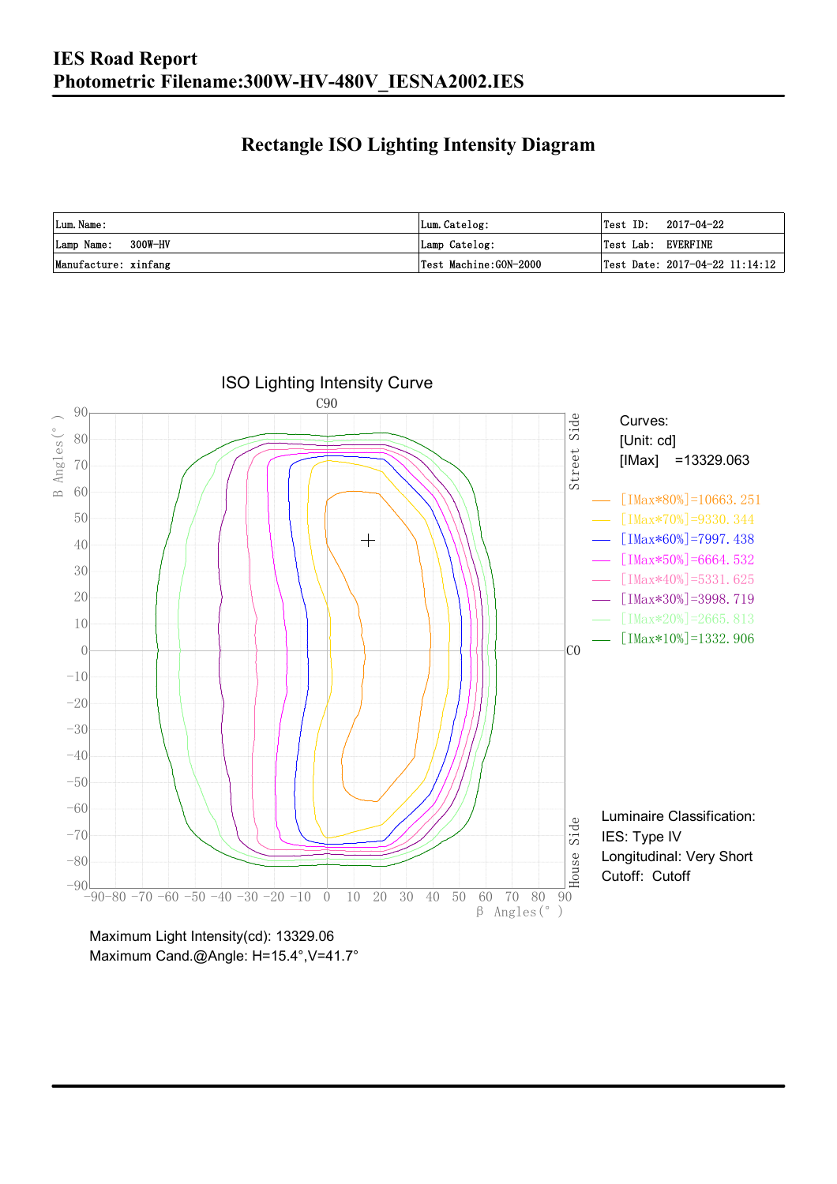# IES Road Report
## Photometric Filename:300W-HV-480V_IESNA2002.IES

## Rectangle ISO Lighting Intensity Diagram

| Lum. Name: | Lum. Catelog: | Test ID: 2017-04-22 |
|---|---|---|
| Lamp Name: 300W-HV | Lamp Catelog: | Test Lab: EVERFINE |
| Manufacture: xinfang | Test Machine:GON-2000 | Test Date: 2017-04-22 11:14:12 |

ISO Lighting Intensity Curve

Curves:
[Unit: cd]
[IMax] =13329.063

[IMax*80%]=10663.251
[IMax*70%]=9330.344
[IMax*60%]=7997.438
[IMax*50%]=6664.532
[IMax*40%]=5331.625
[IMax*30%]=3998.719
[IMax*20%]=2665.813
[IMax*10%]=1332.906

Luminaire Classification:
IES: Type IV
Longitudinal: Very Short
Cutoff: Cutoff

Maximum Light Intensity(cd): 13329.06
Maximum Cand.@Angle: H=15.4°,V=41.7°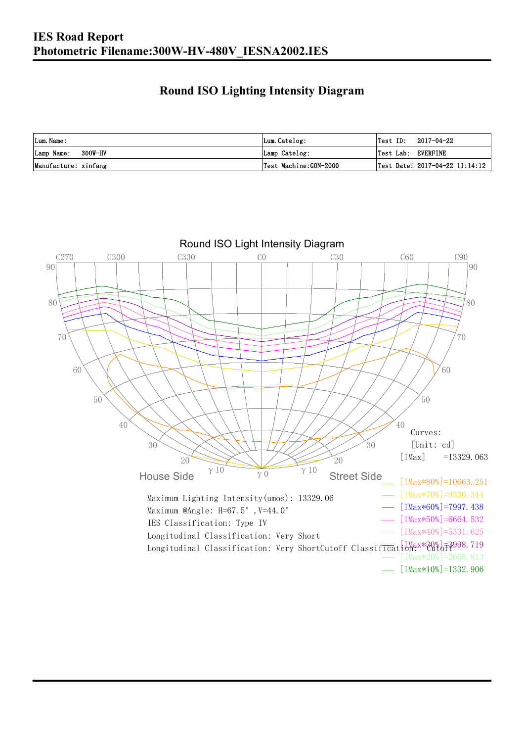# IES Road Report

## Photometric Filename:300W-HV-480V_IESNA2002.IES

## Round ISO Lighting Intensity Diagram

| Lum.Name: | Lum.Catelog: | Test ID: 2017-04-22 |
|---|---|---|
| Lamp Name: 300W-HV | Lamp Catelog: | Test Lab: EVERFINE |
| Manufacture: xinfang | Test Machine:GON-2000 | Test Date: 2017-04-22 11:14:12 |

Round ISO Light Intensity Diagram

Curves:
[Unit: cd]
[IMax] =13329.063

[IMax*80%]=10663.251
[IMax*70%]=9330.344
[IMax*60%]=7997.438
[IMax*50%]=6664.532
[IMax*40%]=5331.625
[IMax*30%]=3998.719
[IMax*20%]=2665.813
[IMax*10%]=1332.906

Maximum Lighting Intensity(umos): 13329.06
Maximum @Angle: H=67.5°,V=44.0°
IES Classification: Type IV
Longitudinal Classification: Very Short
Longitudinal Classification: Very ShortCutoff Classification: Cutoff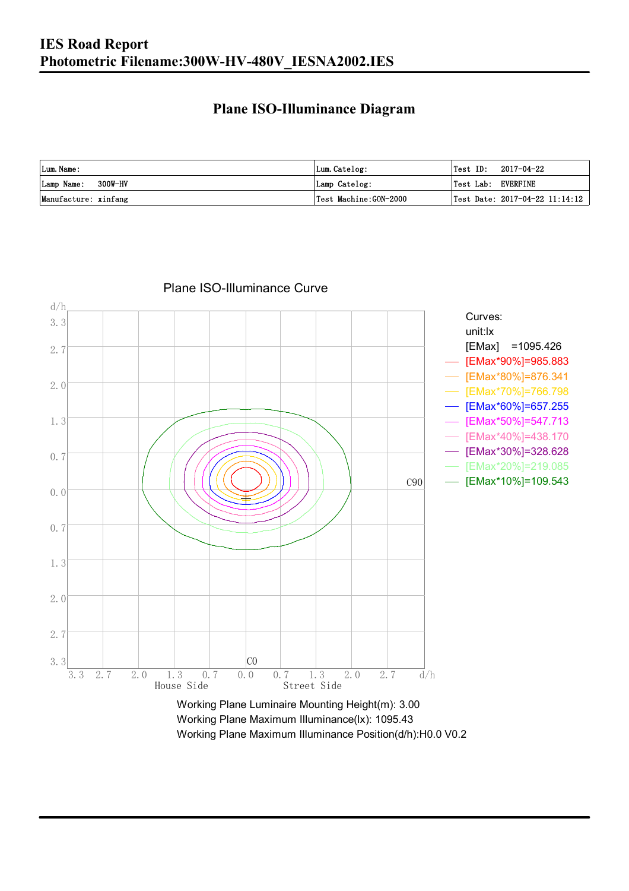# IES Road Report
## Photometric Filename:300W-HV-480V_IESNA2002.IES

### Plane ISO-Illuminance Diagram

| Lum.Name: | Lum.Catelog: | Test ID: 2017-04-22 |
|---|---|---|
| Lamp Name: 300W-HV | Lamp Catelog: | Test Lab: EVERFINE |
| Manufacture: xinfang | Test Machine:GON-2000 | Test Date: 2017-04-22 11:14:12 |

Plane ISO-Illuminance Curve

Curves:
unit:lx
[EMax] =1095.426
[EMax*90%]=985.883
[EMax*80%]=876.341
[EMax*70%]=766.798
[EMax*60%]=657.255
[EMax*50%]=547.713
[EMax*40%]=438.170
[EMax*30%]=328.628
[EMax*20%]=219.085
[EMax*10%]=109.543

Working Plane Luminaire Mounting Height(m): 3.00
Working Plane Maximum Illuminance(lx): 1095.43
Working Plane Maximum Illuminance Position(d/h):H0.0 V0.2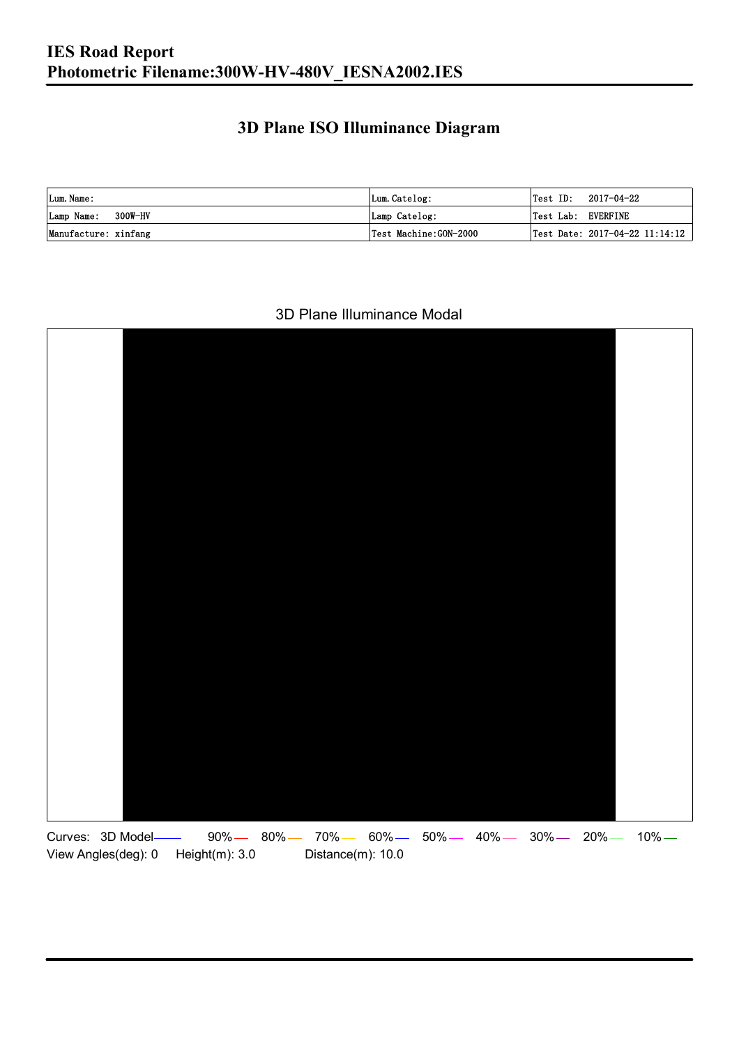# IES Road Report
# Photometric Filename:300W-HV-480V_IESNA2002.IES

## 3D Plane ISO Illuminance Diagram

| Lum. Name: | Lum. Catelog: | Test ID: 2017-04-22 |
|---|---|---|
| Lamp Name: 300W-HV | Lamp Catelog: | Test Lab: EVERFINE |
| Manufacture: xinfang | Test Machine:GON-2000 | Test Date: 2017-04-22 11:14:12 |

3D Plane Illuminance Modal

Curves: 3D Model 90% 80% 70% 60% 50% 40% 30% 20% 10%

View Angles(deg): 0 Height(m): 3.0 Distance(m): 10.0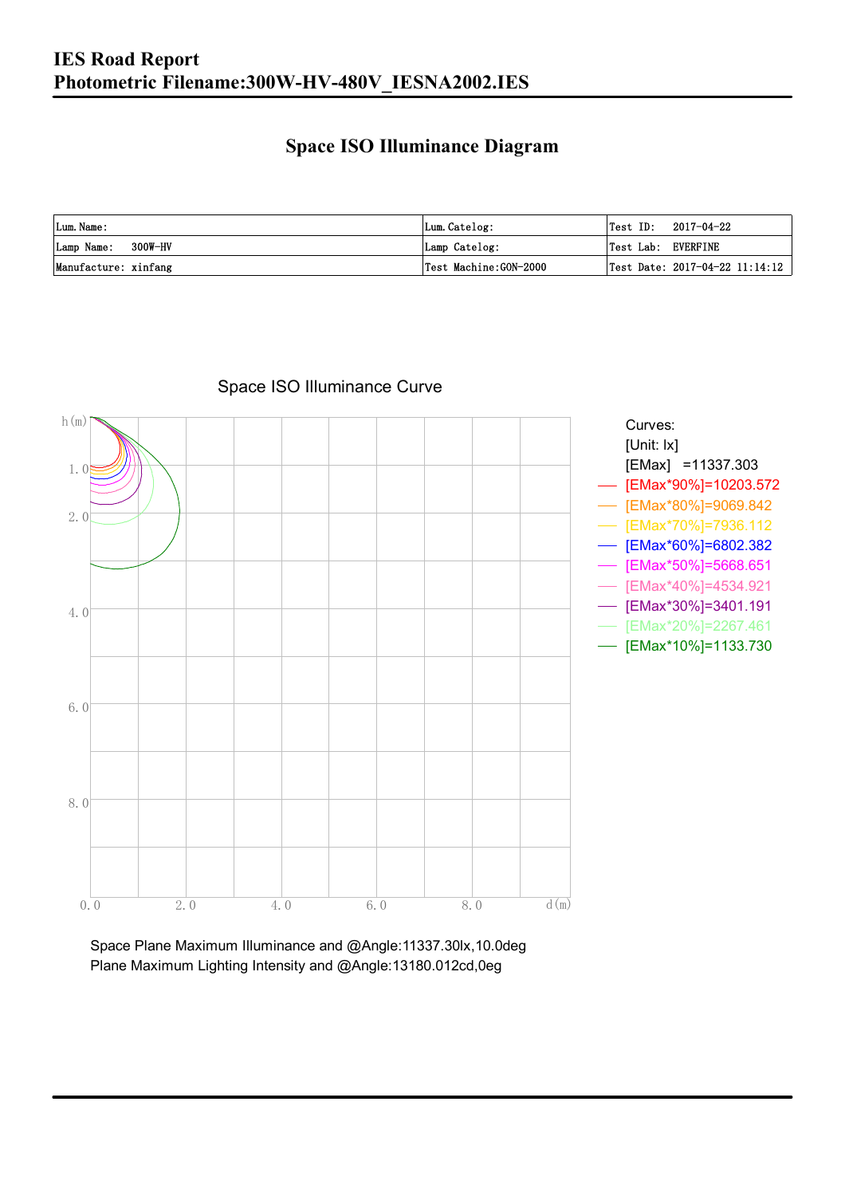# IES Road Report

## Photometric Filename:300W-HV-480V_IESNA2002.IES

## Space ISO Illuminance Diagram

| Lum. Name: | Lum. Catelog: | Test ID: 2017-04-22 |
|---|---|---|
| Lamp Name: 300W-HV | Lamp Catelog: | Test Lab: EVERFINE |
| Manufacture: xinfang | Test Machine:GON-2000 | Test Date: 2017-04-22 11:14:12 |

Space ISO Illuminance Curve

Curves:
[Unit: lx]
[EMax] =11337.303
[EMax*90%]=10203.572
[EMax*80%]=9069.842
[EMax*70%]=7936.112
[EMax*60%]=6802.382
[EMax*50%]=5668.651
[EMax*40%]=4534.921
[EMax*30%]=3401.191
[EMax*20%]=2267.461
[EMax*10%]=1133.730

Space Plane Maximum Illuminance and @Angle:11337.30lx,10.0deg
Plane Maximum Lighting Intensity and @Angle:13180.012cd,0eg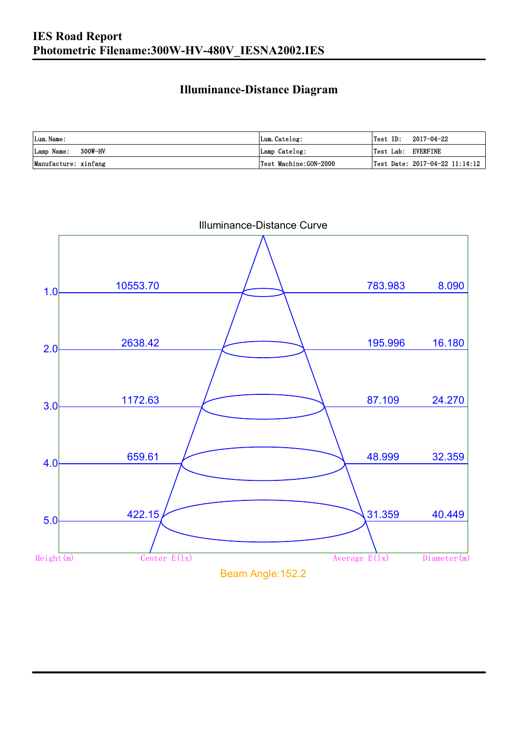# IES Road Report
# Photometric Filename:300W-HV-480V_IESNA2002.IES

## Illuminance-Distance Diagram

| Lum.Name: | Lum.Catelog: | Test ID: 2017-04-22 |
|---|---|---|
| Lamp Name: 300W-HV | Lamp Catelog: | Test Lab: EVERFINE |
| Manufacture: xinfang | Test Machine:GON-2000 | Test Date: 2017-04-22 11:14:12 |

Illuminance-Distance Curve

| Height(m) | Center E(lx) | Average E(lx) | Diameter(m) |
|---|---|---|---|
| 1.0 | 10553.70 | 783.983 | 8.090 |
| 2.0 | 2638.42 | 195.996 | 16.180 |
| 3.0 | 1172.63 | 87.109 | 24.270 |
| 4.0 | 659.61 | 48.999 | 32.359 |
| 5.0 | 422.15 | 31.359 | 40.449 |

Beam Angle:152.2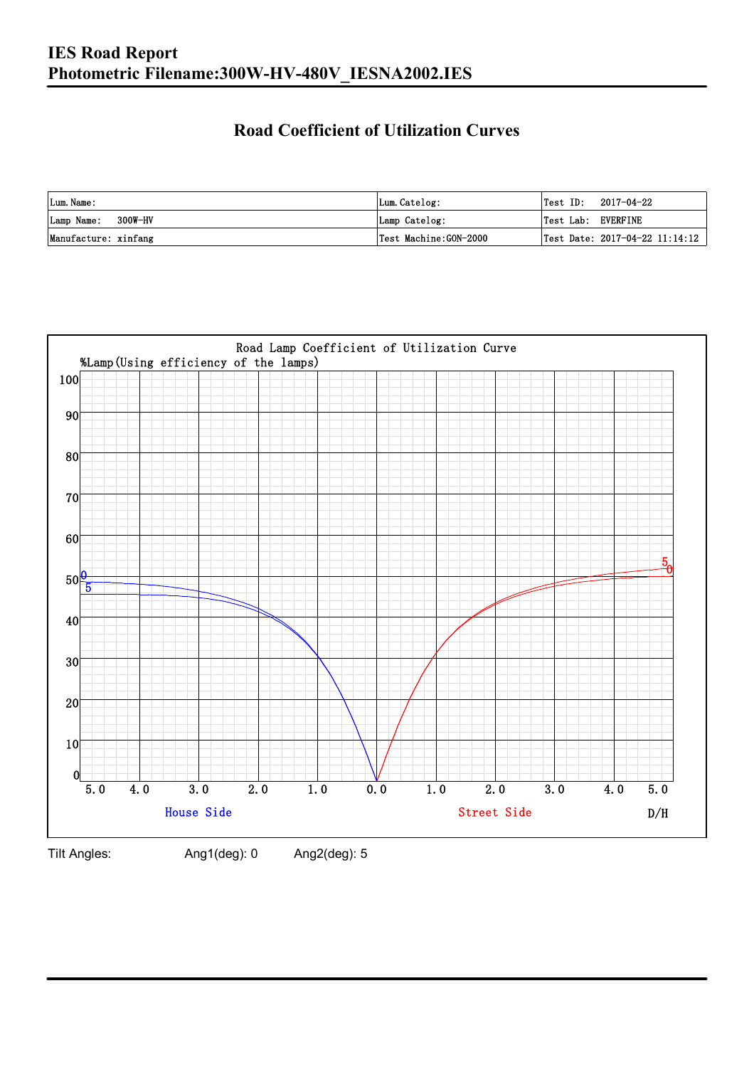# IES Road Report

# Photometric Filename:300W-HV-480V_IESNA2002.IES

## Road Coefficient of Utilization Curves

| Lum. Name: | Lum. Catelog: | Test ID: 2017-04-22 |
|---|---|---|
| Lamp Name: 300W-HV | Lamp Catelog: | Test Lab: EVERFINE |
| Manufacture: xinfang | Test Machine:GON-2000 | Test Date: 2017-04-22 11:14:12 |

Road Lamp Coefficient of Utilization Curve

%Lamp(Using efficiency of the lamps)

House Side | Street Side | D/H

Tilt Angles: Ang1(deg): 0 Ang2(deg): 5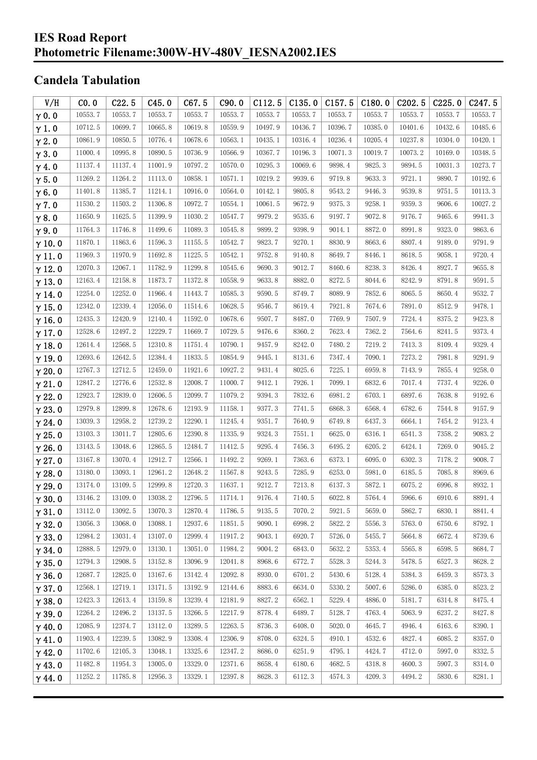# IES Road Report
# Photometric Filename:300W-HV-480V_IESNA2002.IES

## Candela Tabulation

| V/H | C0.0 | C22.5 | C45.0 | C67.5 | C90.0 | C112.5 | C135.0 | C157.5 | C180.0 | C202.5 | C225.0 | C247.5 |
|---|---|---|---|---|---|---|---|---|---|---|---|---|
| γ0.0 | 10553.7 | 10553.7 | 10553.7 | 10553.7 | 10553.7 | 10553.7 | 10553.7 | 10553.7 | 10553.7 | 10553.7 | 10553.7 | 10553.7 |
| γ1.0 | 10712.5 | 10699.7 | 10665.8 | 10619.8 | 10559.9 | 10497.9 | 10436.7 | 10396.7 | 10385.0 | 10401.6 | 10432.6 | 10485.6 |
| γ2.0 | 10861.9 | 10850.5 | 10776.4 | 10678.6 | 10563.1 | 10435.1 | 10316.4 | 10236.4 | 10205.4 | 10237.8 | 10304.0 | 10420.1 |
| γ3.0 | 11000.4 | 10995.8 | 10890.5 | 10736.9 | 10566.9 | 10367.7 | 10196.3 | 10071.3 | 10019.7 | 10073.2 | 10169.0 | 10348.5 |
| γ4.0 | 11137.4 | 11137.4 | 11001.9 | 10797.2 | 10570.0 | 10295.3 | 10069.6 | 9898.4 | 9825.3 | 9894.5 | 10031.3 | 10273.7 |
| γ5.0 | 11269.2 | 11264.2 | 11113.0 | 10858.1 | 10571.1 | 10219.2 | 9939.6 | 9719.8 | 9633.3 | 9721.1 | 9890.7 | 10192.6 |
| γ6.0 | 11401.8 | 11385.7 | 11214.1 | 10916.0 | 10564.0 | 10142.1 | 9805.8 | 9543.2 | 9446.3 | 9539.8 | 9751.5 | 10113.3 |
| γ7.0 | 11530.2 | 11503.2 | 11306.8 | 10972.7 | 10554.1 | 10061.5 | 9672.9 | 9375.3 | 9258.1 | 9359.3 | 9606.6 | 10027.2 |
| γ8.0 | 11650.9 | 11625.5 | 11399.9 | 11030.2 | 10547.7 | 9979.2 | 9535.6 | 9197.7 | 9072.8 | 9176.7 | 9465.6 | 9941.3 |
| γ9.0 | 11764.3 | 11746.8 | 11499.6 | 11089.3 | 10545.8 | 9899.2 | 9398.9 | 9014.1 | 8872.0 | 8991.8 | 9323.0 | 9863.6 |
| γ10.0 | 11870.1 | 11863.6 | 11596.3 | 11155.5 | 10542.7 | 9823.7 | 9270.1 | 8830.9 | 8663.6 | 8807.4 | 9189.0 | 9791.9 |
| γ11.0 | 11969.3 | 11970.9 | 11692.8 | 11225.5 | 10542.1 | 9752.8 | 9140.8 | 8649.7 | 8446.1 | 8618.5 | 9058.1 | 9720.4 |
| γ12.0 | 12070.3 | 12067.1 | 11782.9 | 11299.8 | 10545.6 | 9690.3 | 9012.7 | 8460.6 | 8238.3 | 8426.4 | 8927.7 | 9655.8 |
| γ13.0 | 12163.4 | 12158.8 | 11873.7 | 11372.8 | 10558.9 | 9633.8 | 8882.0 | 8272.5 | 8044.6 | 8242.9 | 8791.8 | 9591.5 |
| γ14.0 | 12254.0 | 12252.0 | 11966.4 | 11443.7 | 10585.3 | 9590.5 | 8749.7 | 8089.9 | 7852.6 | 8065.5 | 8650.4 | 9532.7 |
| γ15.0 | 12342.0 | 12339.4 | 12056.0 | 11514.6 | 10628.5 | 9546.7 | 8619.4 | 7921.8 | 7674.6 | 7891.0 | 8512.9 | 9478.1 |
| γ16.0 | 12435.3 | 12420.9 | 12140.4 | 11592.0 | 10678.6 | 9507.7 | 8487.0 | 7769.9 | 7507.9 | 7724.4 | 8375.2 | 9423.8 |
| γ17.0 | 12528.6 | 12497.2 | 12229.7 | 11669.7 | 10729.5 | 9476.6 | 8360.2 | 7623.4 | 7362.2 | 7564.6 | 8241.5 | 9373.4 |
| γ18.0 | 12614.4 | 12568.5 | 12310.8 | 11751.4 | 10790.1 | 9457.9 | 8242.0 | 7480.2 | 7219.2 | 7413.3 | 8109.4 | 9329.4 |
| γ19.0 | 12693.6 | 12642.5 | 12384.4 | 11833.5 | 10854.9 | 9445.1 | 8131.6 | 7347.4 | 7090.1 | 7273.2 | 7981.8 | 9291.9 |
| γ20.0 | 12767.3 | 12712.5 | 12459.0 | 11921.6 | 10927.2 | 9431.4 | 8025.6 | 7225.1 | 6959.8 | 7143.9 | 7855.4 | 9258.0 |
| γ21.0 | 12847.2 | 12776.6 | 12532.8 | 12008.7 | 11000.7 | 9412.1 | 7926.1 | 7099.1 | 6832.6 | 7017.4 | 7737.4 | 9226.0 |
| γ22.0 | 12923.7 | 12839.0 | 12606.5 | 12099.7 | 11079.2 | 9394.3 | 7832.6 | 6981.2 | 6703.1 | 6897.6 | 7638.8 | 9192.6 |
| γ23.0 | 12979.8 | 12899.8 | 12678.6 | 12193.9 | 11158.1 | 9377.3 | 7741.5 | 6868.3 | 6568.4 | 6782.6 | 7544.8 | 9157.9 |
| γ24.0 | 13039.3 | 12958.2 | 12739.2 | 12290.1 | 11245.4 | 9351.7 | 7640.9 | 6749.8 | 6437.3 | 6664.1 | 7454.2 | 9123.4 |
| γ25.0 | 13103.3 | 13011.7 | 12805.6 | 12390.8 | 11335.9 | 9324.3 | 7551.1 | 6625.0 | 6316.1 | 6541.3 | 7358.2 | 9083.2 |
| γ26.0 | 13143.5 | 13048.6 | 12865.5 | 12484.7 | 11412.5 | 9295.4 | 7456.3 | 6495.2 | 6205.2 | 6424.1 | 7269.0 | 9045.2 |
| γ27.0 | 13167.8 | 13070.4 | 12912.7 | 12566.1 | 11492.2 | 9269.1 | 7363.6 | 6373.1 | 6095.0 | 6302.3 | 7178.2 | 9008.7 |
| γ28.0 | 13180.0 | 13093.1 | 12961.2 | 12648.2 | 11567.8 | 9243.5 | 7285.9 | 6253.0 | 5981.0 | 6185.5 | 7085.8 | 8969.6 |
| γ29.0 | 13174.0 | 13109.5 | 12999.8 | 12720.3 | 11637.1 | 9212.7 | 7213.8 | 6137.3 | 5872.1 | 6075.2 | 6996.8 | 8932.1 |
| γ30.0 | 13146.2 | 13109.0 | 13038.2 | 12796.5 | 11714.1 | 9176.4 | 7140.5 | 6022.8 | 5764.4 | 5966.6 | 6910.6 | 8891.4 |
| γ31.0 | 13112.0 | 13092.5 | 13070.3 | 12870.4 | 11786.5 | 9135.5 | 7070.2 | 5921.5 | 5659.0 | 5862.7 | 6830.1 | 8841.4 |
| γ32.0 | 13056.3 | 13068.0 | 13088.1 | 12937.6 | 11851.5 | 9090.1 | 6998.2 | 5822.2 | 5556.3 | 5763.0 | 6750.6 | 8792.1 |
| γ33.0 | 12984.2 | 13031.4 | 13107.0 | 12999.4 | 11917.2 | 9043.1 | 6920.7 | 5726.0 | 5455.7 | 5664.8 | 6672.4 | 8739.6 |
| γ34.0 | 12888.5 | 12979.0 | 13130.1 | 13051.0 | 11984.2 | 9004.2 | 6843.0 | 5632.2 | 5353.4 | 5565.8 | 6598.5 | 8684.7 |
| γ35.0 | 12794.3 | 12908.5 | 13152.8 | 13096.9 | 12041.8 | 8968.6 | 6772.7 | 5528.3 | 5244.3 | 5478.5 | 6527.3 | 8628.2 |
| γ36.0 | 12687.7 | 12825.0 | 13167.6 | 13142.4 | 12092.8 | 8930.0 | 6701.2 | 5430.6 | 5128.4 | 5384.3 | 6459.3 | 8573.3 |
| γ37.0 | 12568.1 | 12719.1 | 13171.5 | 13192.9 | 12144.6 | 8883.6 | 6634.0 | 5330.2 | 5007.6 | 5286.0 | 6385.0 | 8523.2 |
| γ38.0 | 12423.3 | 12613.4 | 13159.8 | 13239.4 | 12181.9 | 8827.2 | 6562.1 | 5229.4 | 4886.0 | 5181.7 | 6314.8 | 8475.4 |
| γ39.0 | 12264.2 | 12496.2 | 13137.5 | 13266.5 | 12217.9 | 8778.4 | 6489.7 | 5128.7 | 4763.4 | 5063.9 | 6237.2 | 8427.8 |
| γ40.0 | 12085.9 | 12374.7 | 13112.0 | 13289.5 | 12263.5 | 8736.3 | 6408.0 | 5020.0 | 4645.7 | 4946.4 | 6163.6 | 8390.1 |
| γ41.0 | 11903.4 | 12239.5 | 13082.9 | 13308.4 | 12306.9 | 8708.0 | 6324.5 | 4910.1 | 4532.6 | 4827.4 | 6085.2 | 8357.0 |
| γ42.0 | 11702.6 | 12105.3 | 13048.1 | 13325.6 | 12347.2 | 8686.0 | 6251.9 | 4795.1 | 4424.7 | 4712.0 | 5997.0 | 8332.5 |
| γ43.0 | 11482.8 | 11954.3 | 13005.0 | 13329.0 | 12371.6 | 8658.4 | 6180.6 | 4682.5 | 4318.8 | 4600.3 | 5907.3 | 8314.0 |
| γ44.0 | 11252.2 | 11785.8 | 12956.3 | 13329.1 | 12397.8 | 8628.3 | 6112.3 | 4574.3 | 4209.3 | 4494.2 | 5830.6 | 8281.1 |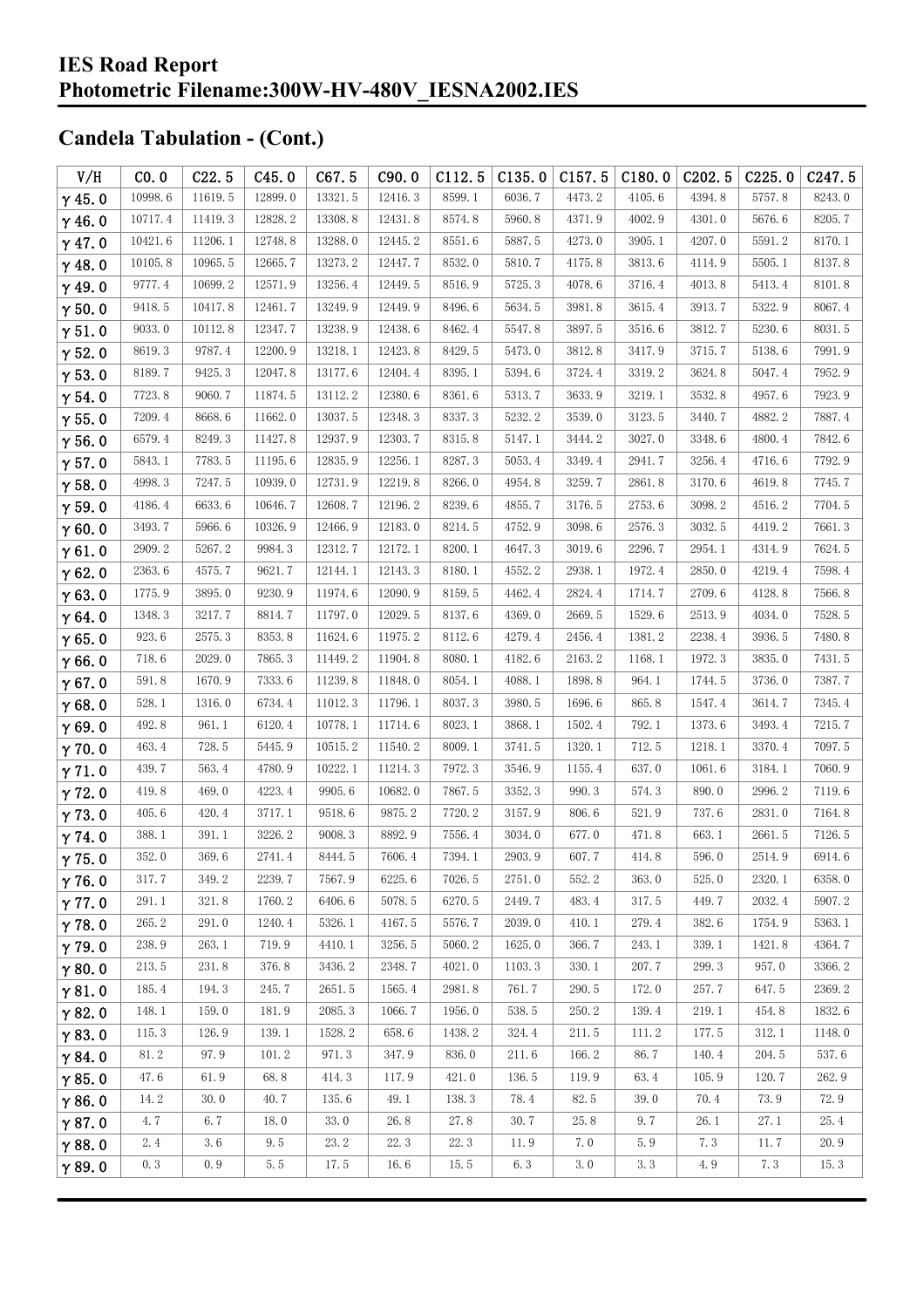# IES Road Report
# Photometric Filename:300W-HV-480V_IESNA2002.IES

## Candela Tabulation - (Cont.)

| V/H | C0.0 | C22.5 | C45.0 | C67.5 | C90.0 | C112.5 | C135.0 | C157.5 | C180.0 | C202.5 | C225.0 | C247.5 |
|---|---|---|---|---|---|---|---|---|---|---|---|---|
| γ 45.0 | 10998.6 | 11619.5 | 12899.0 | 13321.5 | 12416.3 | 8599.1 | 6036.7 | 4473.2 | 4105.6 | 4394.8 | 5757.8 | 8243.0 |
| γ 46.0 | 10717.4 | 11419.3 | 12828.2 | 13308.8 | 12431.8 | 8574.8 | 5960.8 | 4371.9 | 4002.9 | 4301.0 | 5676.6 | 8205.7 |
| γ 47.0 | 10421.6 | 11206.1 | 12748.8 | 13288.0 | 12445.2 | 8551.6 | 5887.5 | 4273.0 | 3905.1 | 4207.0 | 5591.2 | 8170.1 |
| γ 48.0 | 10105.8 | 10965.5 | 12665.7 | 13273.2 | 12447.7 | 8532.0 | 5810.7 | 4175.8 | 3813.6 | 4114.9 | 5505.1 | 8137.8 |
| γ 49.0 | 9777.4 | 10699.2 | 12571.9 | 13256.4 | 12449.5 | 8516.9 | 5725.3 | 4078.6 | 3716.4 | 4013.8 | 5413.4 | 8101.8 |
| γ 50.0 | 9418.5 | 10417.8 | 12461.7 | 13249.9 | 12449.9 | 8496.6 | 5634.5 | 3981.8 | 3615.4 | 3913.7 | 5322.9 | 8067.4 |
| γ 51.0 | 9033.0 | 10112.8 | 12347.7 | 13238.9 | 12438.6 | 8462.4 | 5547.8 | 3897.5 | 3516.6 | 3812.7 | 5230.6 | 8031.5 |
| γ 52.0 | 8619.3 | 9787.4 | 12200.9 | 13218.1 | 12423.8 | 8429.5 | 5473.0 | 3812.8 | 3417.9 | 3715.7 | 5138.6 | 7991.9 |
| γ 53.0 | 8189.7 | 9425.3 | 12047.8 | 13177.6 | 12404.4 | 8395.1 | 5394.6 | 3724.4 | 3319.2 | 3624.8 | 5047.4 | 7952.9 |
| γ 54.0 | 7723.8 | 9060.7 | 11874.5 | 13112.2 | 12380.6 | 8361.6 | 5313.7 | 3633.9 | 3219.1 | 3532.8 | 4957.6 | 7923.9 |
| γ 55.0 | 7209.4 | 8668.6 | 11662.0 | 13037.5 | 12348.3 | 8337.3 | 5232.2 | 3539.0 | 3123.5 | 3440.7 | 4882.2 | 7887.4 |
| γ 56.0 | 6579.4 | 8249.3 | 11427.8 | 12937.9 | 12303.7 | 8315.8 | 5147.1 | 3444.2 | 3027.0 | 3348.6 | 4800.4 | 7842.6 |
| γ 57.0 | 5843.1 | 7783.5 | 11195.6 | 12835.9 | 12256.1 | 8287.3 | 5053.4 | 3349.4 | 2941.7 | 3256.4 | 4716.6 | 7792.9 |
| γ 58.0 | 4998.3 | 7247.5 | 10939.0 | 12731.9 | 12219.8 | 8266.0 | 4954.8 | 3259.7 | 2861.8 | 3170.6 | 4619.8 | 7745.7 |
| γ 59.0 | 4186.4 | 6633.6 | 10646.7 | 12608.7 | 12196.2 | 8239.6 | 4855.7 | 3176.5 | 2753.6 | 3098.2 | 4516.2 | 7704.5 |
| γ 60.0 | 3493.7 | 5966.6 | 10326.9 | 12466.9 | 12183.0 | 8214.5 | 4752.9 | 3098.6 | 2576.3 | 3032.5 | 4419.2 | 7661.3 |
| γ 61.0 | 2909.2 | 5267.2 | 9984.3 | 12312.7 | 12172.1 | 8200.1 | 4647.3 | 3019.6 | 2296.7 | 2954.1 | 4314.9 | 7624.5 |
| γ 62.0 | 2363.6 | 4575.7 | 9621.7 | 12144.1 | 12143.3 | 8180.1 | 4552.2 | 2938.1 | 1972.4 | 2850.0 | 4219.4 | 7598.4 |
| γ 63.0 | 1775.9 | 3895.0 | 9230.9 | 11974.6 | 12090.9 | 8159.5 | 4462.4 | 2824.4 | 1714.7 | 2709.6 | 4128.8 | 7566.8 |
| γ 64.0 | 1348.3 | 3217.7 | 8814.7 | 11797.0 | 12029.5 | 8137.6 | 4369.0 | 2669.5 | 1529.6 | 2513.9 | 4034.0 | 7528.5 |
| γ 65.0 | 923.6 | 2575.3 | 8353.8 | 11624.6 | 11975.2 | 8112.6 | 4279.4 | 2456.4 | 1381.2 | 2238.4 | 3936.5 | 7480.8 |
| γ 66.0 | 718.6 | 2029.0 | 7865.3 | 11449.2 | 11904.8 | 8080.1 | 4182.6 | 2163.2 | 1168.1 | 1972.3 | 3835.0 | 7431.5 |
| γ 67.0 | 591.8 | 1670.9 | 7333.6 | 11239.8 | 11848.0 | 8054.1 | 4088.1 | 1898.8 | 964.1 | 1744.5 | 3736.0 | 7387.7 |
| γ 68.0 | 528.1 | 1316.0 | 6734.4 | 11012.3 | 11796.1 | 8037.3 | 3980.5 | 1696.6 | 865.8 | 1547.4 | 3614.7 | 7345.4 |
| γ 69.0 | 492.8 | 961.1 | 6120.4 | 10778.1 | 11714.6 | 8023.1 | 3868.1 | 1502.4 | 792.1 | 1373.6 | 3493.4 | 7215.7 |
| γ 70.0 | 463.4 | 728.5 | 5445.9 | 10515.2 | 11540.2 | 8009.1 | 3741.5 | 1320.1 | 712.5 | 1218.1 | 3370.4 | 7097.5 |
| γ 71.0 | 439.7 | 563.4 | 4780.9 | 10222.1 | 11214.3 | 7972.3 | 3546.9 | 1155.4 | 637.0 | 1061.6 | 3184.1 | 7060.9 |
| γ 72.0 | 419.8 | 469.0 | 4223.4 | 9905.6 | 10682.0 | 7867.5 | 3352.3 | 990.3 | 574.3 | 890.0 | 2996.2 | 7119.6 |
| γ 73.0 | 405.6 | 420.4 | 3717.1 | 9518.6 | 9875.2 | 7720.2 | 3157.9 | 806.6 | 521.9 | 737.6 | 2831.0 | 7164.8 |
| γ 74.0 | 388.1 | 391.1 | 3226.2 | 9008.3 | 8892.9 | 7556.4 | 3034.0 | 677.0 | 471.8 | 663.1 | 2661.5 | 7126.5 |
| γ 75.0 | 352.0 | 369.6 | 2741.4 | 8444.5 | 7606.4 | 7394.1 | 2903.9 | 607.7 | 414.8 | 596.0 | 2514.9 | 6914.6 |
| γ 76.0 | 317.7 | 349.2 | 2239.7 | 7567.9 | 6225.6 | 7026.5 | 2751.0 | 552.2 | 363.0 | 525.0 | 2320.1 | 6358.0 |
| γ 77.0 | 291.1 | 321.8 | 1760.2 | 6406.6 | 5078.5 | 6270.5 | 2449.7 | 483.4 | 317.5 | 449.7 | 2032.4 | 5907.2 |
| γ 78.0 | 265.2 | 291.0 | 1240.4 | 5326.1 | 4167.5 | 5576.7 | 2039.0 | 410.1 | 279.4 | 382.6 | 1754.9 | 5363.1 |
| γ 79.0 | 238.9 | 263.1 | 719.9 | 4410.1 | 3256.5 | 5060.2 | 1625.0 | 366.7 | 243.1 | 339.1 | 1421.8 | 4364.7 |
| γ 80.0 | 213.5 | 231.8 | 376.8 | 3436.2 | 2348.7 | 4021.0 | 1103.3 | 330.1 | 207.7 | 299.3 | 957.0 | 3366.2 |
| γ 81.0 | 185.4 | 194.3 | 245.7 | 2651.5 | 1565.4 | 2981.8 | 761.7 | 290.5 | 172.0 | 257.7 | 647.5 | 2369.2 |
| γ 82.0 | 148.1 | 159.0 | 181.9 | 2085.3 | 1066.7 | 1956.0 | 538.5 | 250.2 | 139.4 | 219.1 | 454.8 | 1832.6 |
| γ 83.0 | 115.3 | 126.9 | 139.1 | 1528.2 | 658.6 | 1438.2 | 324.4 | 211.5 | 111.2 | 177.5 | 312.1 | 1148.0 |
| γ 84.0 | 81.2 | 97.9 | 101.2 | 971.3 | 347.9 | 836.0 | 211.6 | 166.2 | 86.7 | 140.4 | 204.5 | 537.6 |
| γ 85.0 | 47.6 | 61.9 | 68.8 | 414.3 | 117.9 | 421.0 | 136.5 | 119.9 | 63.4 | 105.9 | 120.7 | 262.9 |
| γ 86.0 | 14.2 | 30.0 | 40.7 | 135.6 | 49.1 | 138.3 | 78.4 | 82.5 | 39.0 | 70.4 | 73.9 | 72.9 |
| γ 87.0 | 4.7 | 6.7 | 18.0 | 33.0 | 26.8 | 27.8 | 30.7 | 25.8 | 9.7 | 26.1 | 27.1 | 25.4 |
| γ 88.0 | 2.4 | 3.6 | 9.5 | 23.2 | 22.3 | 22.3 | 11.9 | 7.0 | 5.9 | 7.3 | 11.7 | 20.9 |
| γ 89.0 | 0.3 | 0.9 | 5.5 | 17.5 | 16.6 | 15.5 | 6.3 | 3.0 | 3.3 | 4.9 | 7.3 | 15.3 |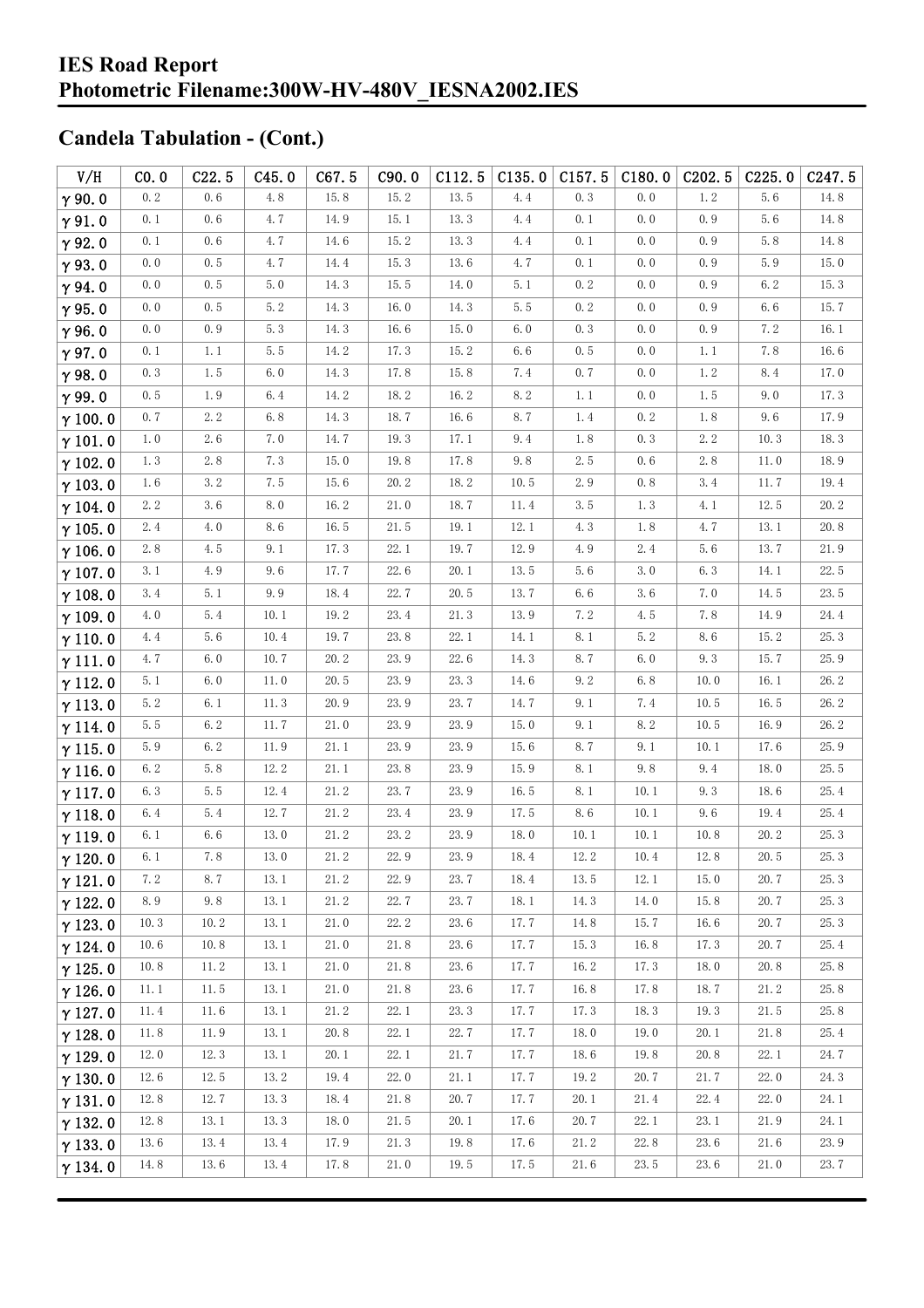# IES Road Report
# Photometric Filename:300W-HV-480V_IESNA2002.IES

## Candela Tabulation - (Cont.)

| V/H | C0.0 | C22.5 | C45.0 | C67.5 | C90.0 | C112.5 | C135.0 | C157.5 | C180.0 | C202.5 | C225.0 | C247.5 |
|---|---|---|---|---|---|---|---|---|---|---|---|---|
| γ90.0 | 0.2 | 0.6 | 4.8 | 15.8 | 15.2 | 13.5 | 4.4 | 0.3 | 0.0 | 1.2 | 5.6 | 14.8 |
| γ91.0 | 0.1 | 0.6 | 4.7 | 14.9 | 15.1 | 13.3 | 4.4 | 0.1 | 0.0 | 0.9 | 5.6 | 14.8 |
| γ92.0 | 0.1 | 0.6 | 4.7 | 14.6 | 15.2 | 13.3 | 4.4 | 0.1 | 0.0 | 0.9 | 5.8 | 14.8 |
| γ93.0 | 0.0 | 0.5 | 4.7 | 14.4 | 15.3 | 13.6 | 4.7 | 0.1 | 0.0 | 0.9 | 5.9 | 15.0 |
| γ94.0 | 0.0 | 0.5 | 5.0 | 14.3 | 15.5 | 14.0 | 5.1 | 0.2 | 0.0 | 0.9 | 6.2 | 15.3 |
| γ95.0 | 0.0 | 0.5 | 5.2 | 14.3 | 16.0 | 14.3 | 5.5 | 0.2 | 0.0 | 0.9 | 6.6 | 15.7 |
| γ96.0 | 0.0 | 0.9 | 5.3 | 14.3 | 16.6 | 15.0 | 6.0 | 0.3 | 0.0 | 0.9 | 7.2 | 16.1 |
| γ97.0 | 0.1 | 1.1 | 5.5 | 14.2 | 17.3 | 15.2 | 6.6 | 0.5 | 0.0 | 1.1 | 7.8 | 16.6 |
| γ98.0 | 0.3 | 1.5 | 6.0 | 14.3 | 17.8 | 15.8 | 7.4 | 0.7 | 0.0 | 1.2 | 8.4 | 17.0 |
| γ99.0 | 0.5 | 1.9 | 6.4 | 14.2 | 18.2 | 16.2 | 8.2 | 1.1 | 0.0 | 1.5 | 9.0 | 17.3 |
| γ100.0 | 0.7 | 2.2 | 6.8 | 14.3 | 18.7 | 16.6 | 8.7 | 1.4 | 0.2 | 1.8 | 9.6 | 17.9 |
| γ101.0 | 1.0 | 2.6 | 7.0 | 14.7 | 19.3 | 17.1 | 9.4 | 1.8 | 0.3 | 2.2 | 10.3 | 18.3 |
| γ102.0 | 1.3 | 2.8 | 7.3 | 15.0 | 19.8 | 17.8 | 9.8 | 2.5 | 0.6 | 2.8 | 11.0 | 18.9 |
| γ103.0 | 1.6 | 3.2 | 7.5 | 15.6 | 20.2 | 18.2 | 10.5 | 2.9 | 0.8 | 3.4 | 11.7 | 19.4 |
| γ104.0 | 2.2 | 3.6 | 8.0 | 16.2 | 21.0 | 18.7 | 11.4 | 3.5 | 1.3 | 4.1 | 12.5 | 20.2 |
| γ105.0 | 2.4 | 4.0 | 8.6 | 16.5 | 21.5 | 19.1 | 12.1 | 4.3 | 1.8 | 4.7 | 13.1 | 20.8 |
| γ106.0 | 2.8 | 4.5 | 9.1 | 17.3 | 22.1 | 19.7 | 12.9 | 4.9 | 2.4 | 5.6 | 13.7 | 21.9 |
| γ107.0 | 3.1 | 4.9 | 9.6 | 17.7 | 22.6 | 20.1 | 13.5 | 5.6 | 3.0 | 6.3 | 14.1 | 22.5 |
| γ108.0 | 3.4 | 5.1 | 9.9 | 18.4 | 22.7 | 20.5 | 13.7 | 6.6 | 3.6 | 7.0 | 14.5 | 23.5 |
| γ109.0 | 4.0 | 5.4 | 10.1 | 19.2 | 23.4 | 21.3 | 13.9 | 7.2 | 4.5 | 7.8 | 14.9 | 24.4 |
| γ110.0 | 4.4 | 5.6 | 10.4 | 19.7 | 23.8 | 22.1 | 14.1 | 8.1 | 5.2 | 8.6 | 15.2 | 25.3 |
| γ111.0 | 4.7 | 6.0 | 10.7 | 20.2 | 23.9 | 22.6 | 14.3 | 8.7 | 6.0 | 9.3 | 15.7 | 25.9 |
| γ112.0 | 5.1 | 6.0 | 11.0 | 20.5 | 23.9 | 23.3 | 14.6 | 9.2 | 6.8 | 10.0 | 16.1 | 26.2 |
| γ113.0 | 5.2 | 6.1 | 11.3 | 20.9 | 23.9 | 23.7 | 14.7 | 9.1 | 7.4 | 10.5 | 16.5 | 26.2 |
| γ114.0 | 5.5 | 6.2 | 11.7 | 21.0 | 23.9 | 23.9 | 15.0 | 9.1 | 8.2 | 10.5 | 16.9 | 26.2 |
| γ115.0 | 5.9 | 6.2 | 11.9 | 21.1 | 23.9 | 23.9 | 15.6 | 8.7 | 9.1 | 10.1 | 17.6 | 25.9 |
| γ116.0 | 6.2 | 5.8 | 12.2 | 21.1 | 23.8 | 23.9 | 15.9 | 8.1 | 9.8 | 9.4 | 18.0 | 25.5 |
| γ117.0 | 6.3 | 5.5 | 12.4 | 21.2 | 23.7 | 23.9 | 16.5 | 8.1 | 10.1 | 9.3 | 18.6 | 25.4 |
| γ118.0 | 6.4 | 5.4 | 12.7 | 21.2 | 23.4 | 23.9 | 17.5 | 8.6 | 10.1 | 9.6 | 19.4 | 25.4 |
| γ119.0 | 6.1 | 6.6 | 13.0 | 21.2 | 23.2 | 23.9 | 18.0 | 10.1 | 10.1 | 10.8 | 20.2 | 25.3 |
| γ120.0 | 6.1 | 7.8 | 13.0 | 21.2 | 22.9 | 23.9 | 18.4 | 12.2 | 10.4 | 12.8 | 20.5 | 25.3 |
| γ121.0 | 7.2 | 8.7 | 13.1 | 21.2 | 22.9 | 23.7 | 18.4 | 13.5 | 12.1 | 15.0 | 20.7 | 25.3 |
| γ122.0 | 8.9 | 9.8 | 13.1 | 21.2 | 22.7 | 23.7 | 18.1 | 14.3 | 14.0 | 15.8 | 20.7 | 25.3 |
| γ123.0 | 10.3 | 10.2 | 13.1 | 21.0 | 22.2 | 23.6 | 17.7 | 14.8 | 15.7 | 16.6 | 20.7 | 25.3 |
| γ124.0 | 10.6 | 10.8 | 13.1 | 21.0 | 21.8 | 23.6 | 17.7 | 15.3 | 16.8 | 17.3 | 20.7 | 25.4 |
| γ125.0 | 10.8 | 11.2 | 13.1 | 21.0 | 21.8 | 23.6 | 17.7 | 16.2 | 17.3 | 18.0 | 20.8 | 25.8 |
| γ126.0 | 11.1 | 11.5 | 13.1 | 21.0 | 21.8 | 23.6 | 17.7 | 16.8 | 17.8 | 18.7 | 21.2 | 25.8 |
| γ127.0 | 11.4 | 11.6 | 13.1 | 21.2 | 22.1 | 23.3 | 17.7 | 17.3 | 18.3 | 19.3 | 21.5 | 25.8 |
| γ128.0 | 11.8 | 11.9 | 13.1 | 20.8 | 22.1 | 22.7 | 17.7 | 18.0 | 19.0 | 20.1 | 21.8 | 25.4 |
| γ129.0 | 12.0 | 12.3 | 13.1 | 20.1 | 22.1 | 21.7 | 17.7 | 18.6 | 19.8 | 20.8 | 22.1 | 24.7 |
| γ130.0 | 12.6 | 12.5 | 13.2 | 19.4 | 22.0 | 21.1 | 17.7 | 19.2 | 20.7 | 21.7 | 22.0 | 24.3 |
| γ131.0 | 12.8 | 12.7 | 13.3 | 18.4 | 21.8 | 20.7 | 17.7 | 20.1 | 21.4 | 22.4 | 22.0 | 24.1 |
| γ132.0 | 12.8 | 13.1 | 13.3 | 18.0 | 21.5 | 20.1 | 17.6 | 20.7 | 22.1 | 23.1 | 21.9 | 24.1 |
| γ133.0 | 13.6 | 13.4 | 13.4 | 17.9 | 21.3 | 19.8 | 17.6 | 21.2 | 22.8 | 23.6 | 21.6 | 23.9 |
| γ134.0 | 14.8 | 13.6 | 13.4 | 17.8 | 21.0 | 19.5 | 17.5 | 21.6 | 23.5 | 23.6 | 21.0 | 23.7 |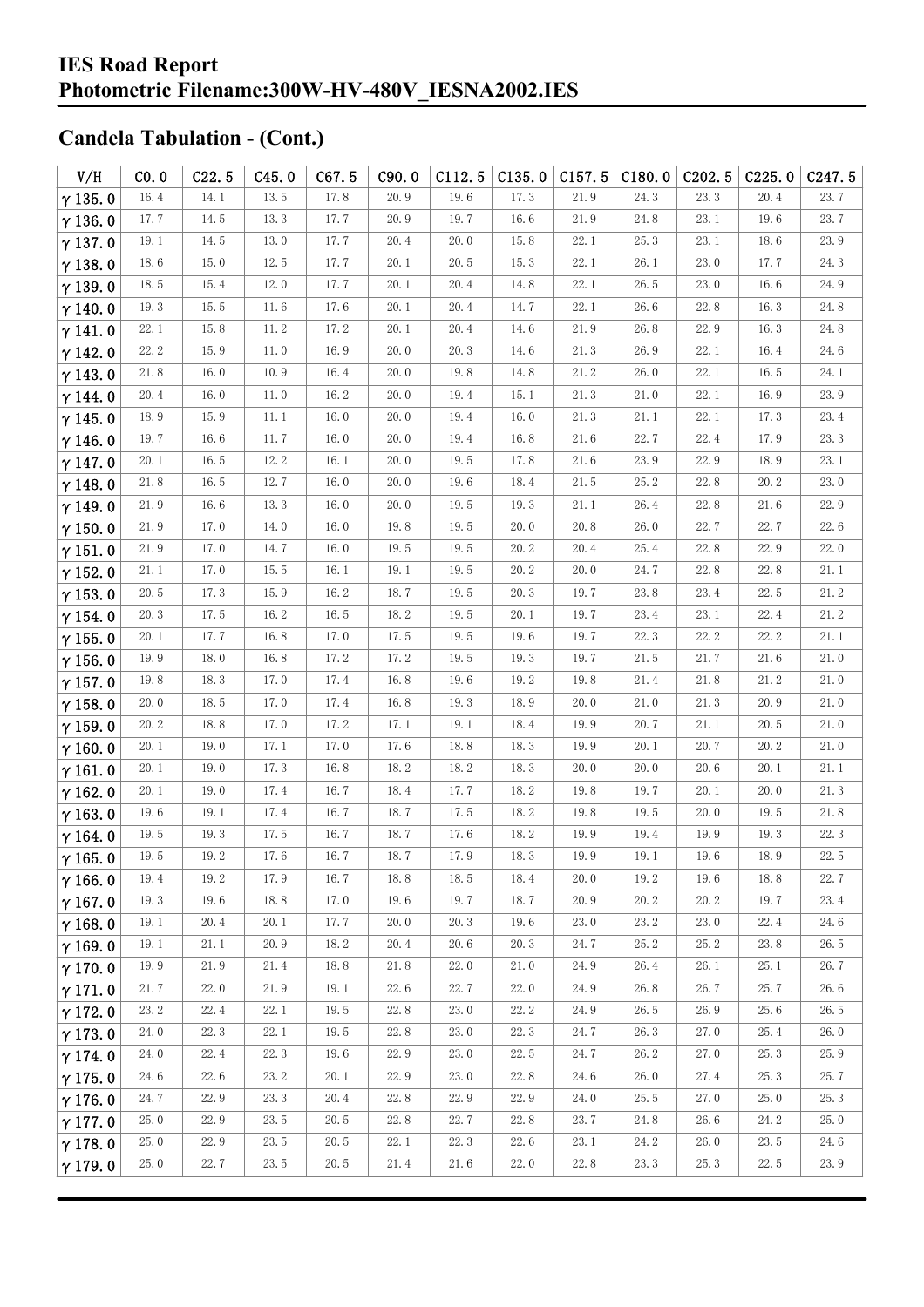# IES Road Report
# Photometric Filename:300W-HV-480V_IESNA2002.IES

## Candela Tabulation - (Cont.)

| V/H | C0.0 | C22.5 | C45.0 | C67.5 | C90.0 | C112.5 | C135.0 | C157.5 | C180.0 | C202.5 | C225.0 | C247.5 |
|---|---|---|---|---|---|---|---|---|---|---|---|---|
| γ 135.0 | 16.4 | 14.1 | 13.5 | 17.8 | 20.9 | 19.6 | 17.3 | 21.9 | 24.3 | 23.3 | 20.4 | 23.7 |
| γ 136.0 | 17.7 | 14.5 | 13.3 | 17.7 | 20.9 | 19.7 | 16.6 | 21.9 | 24.8 | 23.1 | 19.6 | 23.7 |
| γ 137.0 | 19.1 | 14.5 | 13.0 | 17.7 | 20.4 | 20.0 | 15.8 | 22.1 | 25.3 | 23.1 | 18.6 | 23.9 |
| γ 138.0 | 18.6 | 15.0 | 12.5 | 17.7 | 20.1 | 20.5 | 15.3 | 22.1 | 26.1 | 23.0 | 17.7 | 24.3 |
| γ 139.0 | 18.5 | 15.4 | 12.0 | 17.7 | 20.1 | 20.4 | 14.8 | 22.1 | 26.5 | 23.0 | 16.6 | 24.9 |
| γ 140.0 | 19.3 | 15.5 | 11.6 | 17.6 | 20.1 | 20.4 | 14.7 | 22.1 | 26.6 | 22.8 | 16.3 | 24.8 |
| γ 141.0 | 22.1 | 15.8 | 11.2 | 17.2 | 20.1 | 20.4 | 14.6 | 21.9 | 26.8 | 22.9 | 16.3 | 24.8 |
| γ 142.0 | 22.2 | 15.9 | 11.0 | 16.9 | 20.0 | 20.3 | 14.6 | 21.3 | 26.9 | 22.1 | 16.4 | 24.6 |
| γ 143.0 | 21.8 | 16.0 | 10.9 | 16.4 | 20.0 | 19.8 | 14.8 | 21.2 | 26.0 | 22.1 | 16.5 | 24.1 |
| γ 144.0 | 20.4 | 16.0 | 11.0 | 16.2 | 20.0 | 19.4 | 15.1 | 21.3 | 21.0 | 22.1 | 16.9 | 23.9 |
| γ 145.0 | 18.9 | 15.9 | 11.1 | 16.0 | 20.0 | 19.4 | 16.0 | 21.3 | 21.1 | 22.1 | 17.3 | 23.4 |
| γ 146.0 | 19.7 | 16.6 | 11.7 | 16.0 | 20.0 | 19.4 | 16.8 | 21.6 | 22.7 | 22.4 | 17.9 | 23.3 |
| γ 147.0 | 20.1 | 16.5 | 12.2 | 16.1 | 20.0 | 19.5 | 17.8 | 21.6 | 23.9 | 22.9 | 18.9 | 23.1 |
| γ 148.0 | 21.8 | 16.5 | 12.7 | 16.0 | 20.0 | 19.6 | 18.4 | 21.5 | 25.2 | 22.8 | 20.2 | 23.0 |
| γ 149.0 | 21.9 | 16.6 | 13.3 | 16.0 | 20.0 | 19.5 | 19.3 | 21.1 | 26.4 | 22.8 | 21.6 | 22.9 |
| γ 150.0 | 21.9 | 17.0 | 14.0 | 16.0 | 19.8 | 19.5 | 20.0 | 20.8 | 26.0 | 22.7 | 22.7 | 22.6 |
| γ 151.0 | 21.9 | 17.0 | 14.7 | 16.0 | 19.5 | 19.5 | 20.2 | 20.4 | 25.4 | 22.8 | 22.9 | 22.0 |
| γ 152.0 | 21.1 | 17.0 | 15.5 | 16.1 | 19.1 | 19.5 | 20.2 | 20.0 | 24.7 | 22.8 | 22.8 | 21.1 |
| γ 153.0 | 20.5 | 17.3 | 15.9 | 16.2 | 18.7 | 19.5 | 20.3 | 19.7 | 23.8 | 23.4 | 22.5 | 21.2 |
| γ 154.0 | 20.3 | 17.5 | 16.2 | 16.5 | 18.2 | 19.5 | 20.1 | 19.7 | 23.4 | 23.1 | 22.4 | 21.2 |
| γ 155.0 | 20.1 | 17.7 | 16.8 | 17.0 | 17.5 | 19.5 | 19.6 | 19.7 | 22.3 | 22.2 | 22.2 | 21.1 |
| γ 156.0 | 19.9 | 18.0 | 16.8 | 17.2 | 17.2 | 19.5 | 19.3 | 19.7 | 21.5 | 21.7 | 21.6 | 21.0 |
| γ 157.0 | 19.8 | 18.3 | 17.0 | 17.4 | 16.8 | 19.6 | 19.2 | 19.8 | 21.4 | 21.8 | 21.2 | 21.0 |
| γ 158.0 | 20.0 | 18.5 | 17.0 | 17.4 | 16.8 | 19.3 | 18.9 | 20.0 | 21.0 | 21.3 | 20.9 | 21.0 |
| γ 159.0 | 20.2 | 18.8 | 17.0 | 17.2 | 17.1 | 19.1 | 18.4 | 19.9 | 20.7 | 21.1 | 20.5 | 21.0 |
| γ 160.0 | 20.1 | 19.0 | 17.1 | 17.0 | 17.6 | 18.8 | 18.3 | 19.9 | 20.1 | 20.7 | 20.2 | 21.0 |
| γ 161.0 | 20.1 | 19.0 | 17.3 | 16.8 | 18.2 | 18.2 | 18.3 | 20.0 | 20.0 | 20.6 | 20.1 | 21.1 |
| γ 162.0 | 20.1 | 19.0 | 17.4 | 16.7 | 18.4 | 17.7 | 18.2 | 19.8 | 19.7 | 20.1 | 20.0 | 21.3 |
| γ 163.0 | 19.6 | 19.1 | 17.4 | 16.7 | 18.7 | 17.5 | 18.2 | 19.8 | 19.5 | 20.0 | 19.5 | 21.8 |
| γ 164.0 | 19.5 | 19.3 | 17.5 | 16.7 | 18.7 | 17.6 | 18.2 | 19.9 | 19.4 | 19.9 | 19.3 | 22.3 |
| γ 165.0 | 19.5 | 19.2 | 17.6 | 16.7 | 18.7 | 17.9 | 18.3 | 19.9 | 19.1 | 19.6 | 18.9 | 22.5 |
| γ 166.0 | 19.4 | 19.2 | 17.9 | 16.7 | 18.8 | 18.5 | 18.4 | 20.0 | 19.2 | 19.6 | 18.8 | 22.7 |
| γ 167.0 | 19.3 | 19.6 | 18.8 | 17.0 | 19.6 | 19.7 | 18.7 | 20.9 | 20.2 | 20.2 | 19.7 | 23.4 |
| γ 168.0 | 19.1 | 20.4 | 20.1 | 17.7 | 20.0 | 20.3 | 19.6 | 23.0 | 23.2 | 23.0 | 22.4 | 24.6 |
| γ 169.0 | 19.1 | 21.1 | 20.9 | 18.2 | 20.4 | 20.6 | 20.3 | 24.7 | 25.2 | 25.2 | 23.8 | 26.5 |
| γ 170.0 | 19.9 | 21.9 | 21.4 | 18.8 | 21.8 | 22.0 | 21.0 | 24.9 | 26.4 | 26.1 | 25.1 | 26.7 |
| γ 171.0 | 21.7 | 22.0 | 21.9 | 19.1 | 22.6 | 22.7 | 22.0 | 24.9 | 26.8 | 26.7 | 25.7 | 26.6 |
| γ 172.0 | 23.2 | 22.4 | 22.1 | 19.5 | 22.8 | 23.0 | 22.2 | 24.9 | 26.5 | 26.9 | 25.6 | 26.5 |
| γ 173.0 | 24.0 | 22.3 | 22.1 | 19.5 | 22.8 | 23.0 | 22.3 | 24.7 | 26.3 | 27.0 | 25.4 | 26.0 |
| γ 174.0 | 24.0 | 22.4 | 22.3 | 19.6 | 22.9 | 23.0 | 22.5 | 24.7 | 26.2 | 27.0 | 25.3 | 25.9 |
| γ 175.0 | 24.6 | 22.6 | 23.2 | 20.1 | 22.9 | 23.0 | 22.8 | 24.6 | 26.0 | 27.4 | 25.3 | 25.7 |
| γ 176.0 | 24.7 | 22.9 | 23.3 | 20.4 | 22.8 | 22.9 | 22.9 | 24.0 | 25.5 | 27.0 | 25.0 | 25.3 |
| γ 177.0 | 25.0 | 22.9 | 23.5 | 20.5 | 22.8 | 22.7 | 22.8 | 23.7 | 24.8 | 26.6 | 24.2 | 25.0 |
| γ 178.0 | 25.0 | 22.9 | 23.5 | 20.5 | 22.1 | 22.3 | 22.6 | 23.1 | 24.2 | 26.0 | 23.5 | 24.6 |
| γ 179.0 | 25.0 | 22.7 | 23.5 | 20.5 | 21.4 | 21.6 | 22.0 | 22.8 | 23.3 | 25.3 | 22.5 | 23.9 |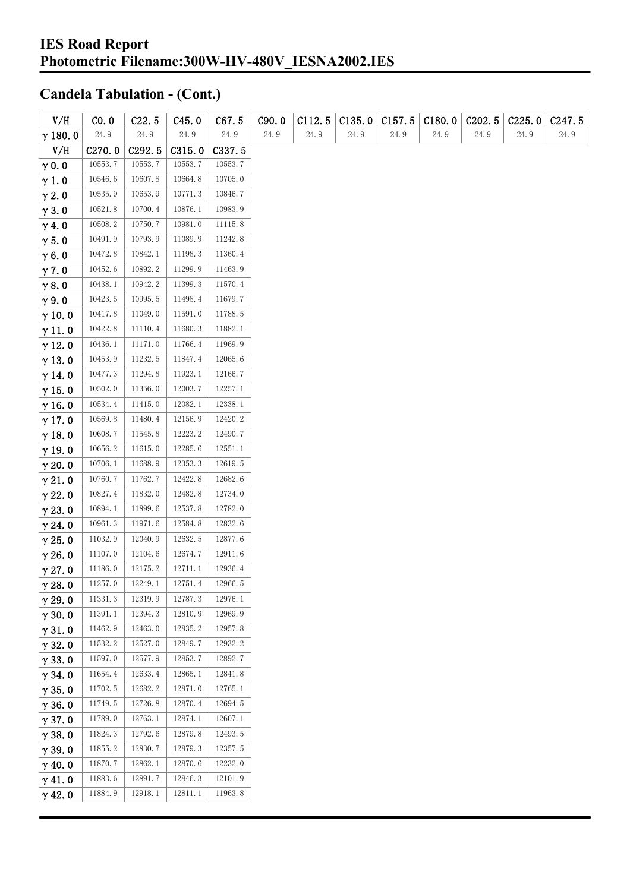## Candela Tabulation - (Cont.)

| V/H | C0.0 | C22.5 | C45.0 | C67.5 | C90.0 | C112.5 | C135.0 | C157.5 | C180.0 | C202.5 | C225.0 | C247.5 |
|---|---|---|---|---|---|---|---|---|---|---|---|---|
| γ 180.0 | 24.9 | 24.9 | 24.9 | 24.9 | 24.9 | 24.9 | 24.9 | 24.9 | 24.9 | 24.9 | 24.9 | 24.9 |

| V/H | C270.0 | C292.5 | C315.0 | C337.5 |
|---|---|---|---|---|
| γ 0.0 | 10553.7 | 10553.7 | 10553.7 | 10553.7 |
| γ 1.0 | 10546.6 | 10607.8 | 10664.8 | 10705.0 |
| γ 2.0 | 10535.9 | 10653.9 | 10771.3 | 10846.7 |
| γ 3.0 | 10521.8 | 10700.4 | 10876.1 | 10983.9 |
| γ 4.0 | 10508.2 | 10750.7 | 10981.0 | 11115.8 |
| γ 5.0 | 10491.9 | 10793.9 | 11089.9 | 11242.8 |
| γ 6.0 | 10472.8 | 10842.1 | 11198.3 | 11360.4 |
| γ 7.0 | 10452.6 | 10892.2 | 11299.9 | 11463.9 |
| γ 8.0 | 10438.1 | 10942.2 | 11399.3 | 11570.4 |
| γ 9.0 | 10423.5 | 10995.5 | 11498.4 | 11679.7 |
| γ 10.0 | 10417.8 | 11049.0 | 11591.0 | 11788.5 |
| γ 11.0 | 10422.8 | 11110.4 | 11680.3 | 11882.1 |
| γ 12.0 | 10436.1 | 11171.0 | 11766.4 | 11969.9 |
| γ 13.0 | 10453.9 | 11232.5 | 11847.4 | 12065.6 |
| γ 14.0 | 10477.3 | 11294.8 | 11923.1 | 12166.7 |
| γ 15.0 | 10502.0 | 11356.0 | 12003.7 | 12257.1 |
| γ 16.0 | 10534.4 | 11415.0 | 12082.1 | 12338.1 |
| γ 17.0 | 10569.8 | 11480.4 | 12156.9 | 12420.2 |
| γ 18.0 | 10608.7 | 11545.8 | 12223.2 | 12490.7 |
| γ 19.0 | 10656.2 | 11615.0 | 12285.6 | 12551.1 |
| γ 20.0 | 10706.1 | 11688.9 | 12353.3 | 12619.5 |
| γ 21.0 | 10760.7 | 11762.7 | 12422.8 | 12682.6 |
| γ 22.0 | 10827.4 | 11832.0 | 12482.8 | 12734.0 |
| γ 23.0 | 10894.1 | 11899.6 | 12537.8 | 12782.0 |
| γ 24.0 | 10961.3 | 11971.6 | 12584.8 | 12832.6 |
| γ 25.0 | 11032.9 | 12040.9 | 12632.5 | 12877.6 |
| γ 26.0 | 11107.0 | 12104.6 | 12674.7 | 12911.6 |
| γ 27.0 | 11186.0 | 12175.2 | 12711.1 | 12936.4 |
| γ 28.0 | 11257.0 | 12249.1 | 12751.4 | 12966.5 |
| γ 29.0 | 11331.3 | 12319.9 | 12787.3 | 12976.1 |
| γ 30.0 | 11391.1 | 12394.3 | 12810.9 | 12969.9 |
| γ 31.0 | 11462.9 | 12463.0 | 12835.2 | 12957.8 |
| γ 32.0 | 11532.2 | 12527.0 | 12849.7 | 12932.2 |
| γ 33.0 | 11597.0 | 12577.9 | 12853.7 | 12892.7 |
| γ 34.0 | 11654.4 | 12633.4 | 12865.1 | 12841.8 |
| γ 35.0 | 11702.5 | 12682.2 | 12871.0 | 12765.1 |
| γ 36.0 | 11749.5 | 12726.8 | 12870.4 | 12694.5 |
| γ 37.0 | 11789.0 | 12763.1 | 12874.1 | 12607.1 |
| γ 38.0 | 11824.3 | 12792.6 | 12879.8 | 12493.5 |
| γ 39.0 | 11855.2 | 12830.7 | 12879.3 | 12357.5 |
| γ 40.0 | 11870.7 | 12862.1 | 12870.6 | 12232.0 |
| γ 41.0 | 11883.6 | 12891.7 | 12846.3 | 12101.9 |
| γ 42.0 | 11884.9 | 12918.1 | 12811.1 | 11963.8 |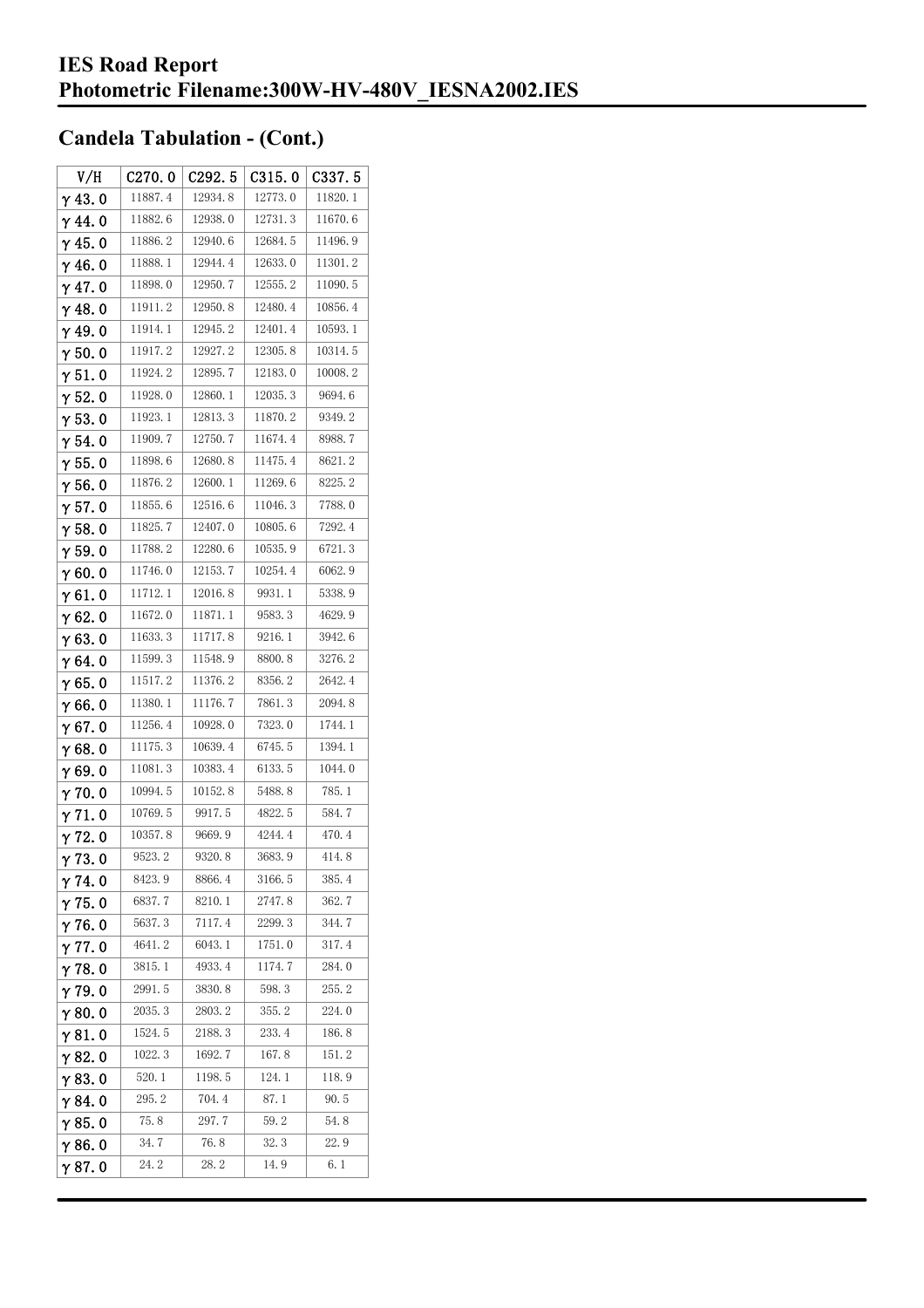# IES Road Report
# Photometric Filename:300W-HV-480V_IESNA2002.IES

## Candela Tabulation - (Cont.)

| V/H | C270.0 | C292.5 | C315.0 | C337.5 |
|---|---|---|---|---|
| γ 43.0 | 11887.4 | 12934.8 | 12773.0 | 11820.1 |
| γ 44.0 | 11882.6 | 12938.0 | 12731.3 | 11670.6 |
| γ 45.0 | 11886.2 | 12940.6 | 12684.5 | 11496.9 |
| γ 46.0 | 11888.1 | 12944.4 | 12633.0 | 11301.2 |
| γ 47.0 | 11898.0 | 12950.7 | 12555.2 | 11090.5 |
| γ 48.0 | 11911.2 | 12950.8 | 12480.4 | 10856.4 |
| γ 49.0 | 11914.1 | 12945.2 | 12401.4 | 10593.1 |
| γ 50.0 | 11917.2 | 12927.2 | 12305.8 | 10314.5 |
| γ 51.0 | 11924.2 | 12895.7 | 12183.0 | 10008.2 |
| γ 52.0 | 11928.0 | 12860.1 | 12035.3 | 9694.6 |
| γ 53.0 | 11923.1 | 12813.3 | 11870.2 | 9349.2 |
| γ 54.0 | 11909.7 | 12750.7 | 11674.4 | 8988.7 |
| γ 55.0 | 11898.6 | 12680.8 | 11475.4 | 8621.2 |
| γ 56.0 | 11876.2 | 12600.1 | 11269.6 | 8225.2 |
| γ 57.0 | 11855.6 | 12516.6 | 11046.3 | 7788.0 |
| γ 58.0 | 11825.7 | 12407.0 | 10805.6 | 7292.4 |
| γ 59.0 | 11788.2 | 12280.6 | 10535.9 | 6721.3 |
| γ 60.0 | 11746.0 | 12153.7 | 10254.4 | 6062.9 |
| γ 61.0 | 11712.1 | 12016.8 | 9931.1 | 5338.9 |
| γ 62.0 | 11672.0 | 11871.1 | 9583.3 | 4629.9 |
| γ 63.0 | 11633.3 | 11717.8 | 9216.1 | 3942.6 |
| γ 64.0 | 11599.3 | 11548.9 | 8800.8 | 3276.2 |
| γ 65.0 | 11517.2 | 11376.2 | 8356.2 | 2642.4 |
| γ 66.0 | 11380.1 | 11176.7 | 7861.3 | 2094.8 |
| γ 67.0 | 11256.4 | 10928.0 | 7323.0 | 1744.1 |
| γ 68.0 | 11175.3 | 10639.4 | 6745.5 | 1394.1 |
| γ 69.0 | 11081.3 | 10383.4 | 6133.5 | 1044.0 |
| γ 70.0 | 10994.5 | 10152.8 | 5488.8 | 785.1 |
| γ 71.0 | 10769.5 | 9917.5 | 4822.5 | 584.7 |
| γ 72.0 | 10357.8 | 9669.9 | 4244.4 | 470.4 |
| γ 73.0 | 9523.2 | 9320.8 | 3683.9 | 414.8 |
| γ 74.0 | 8423.9 | 8866.4 | 3166.5 | 385.4 |
| γ 75.0 | 6837.7 | 8210.1 | 2747.8 | 362.7 |
| γ 76.0 | 5637.3 | 7117.4 | 2299.3 | 344.7 |
| γ 77.0 | 4641.2 | 6043.1 | 1751.0 | 317.4 |
| γ 78.0 | 3815.1 | 4933.4 | 1174.7 | 284.0 |
| γ 79.0 | 2991.5 | 3830.8 | 598.3 | 255.2 |
| γ 80.0 | 2035.3 | 2803.2 | 355.2 | 224.0 |
| γ 81.0 | 1524.5 | 2188.3 | 233.4 | 186.8 |
| γ 82.0 | 1022.3 | 1692.7 | 167.8 | 151.2 |
| γ 83.0 | 520.1 | 1198.5 | 124.1 | 118.9 |
| γ 84.0 | 295.2 | 704.4 | 87.1 | 90.5 |
| γ 85.0 | 75.8 | 297.7 | 59.2 | 54.8 |
| γ 86.0 | 34.7 | 76.8 | 32.3 | 22.9 |
| γ 87.0 | 24.2 | 28.2 | 14.9 | 6.1 |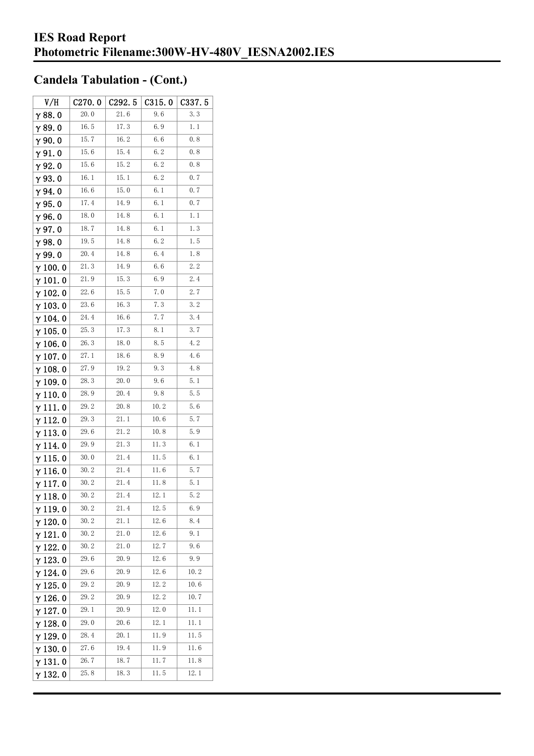## IES Road Report
## Photometric Filename:300W-HV-480V_IESNA2002.IES

## Candela Tabulation - (Cont.)

| V/H | C270.0 | C292.5 | C315.0 | C337.5 |
|---|---|---|---|---|
| γ 88.0 | 20.0 | 21.6 | 9.6 | 3.3 |
| γ 89.0 | 16.5 | 17.3 | 6.9 | 1.1 |
| γ 90.0 | 15.7 | 16.2 | 6.6 | 0.8 |
| γ 91.0 | 15.6 | 15.4 | 6.2 | 0.8 |
| γ 92.0 | 15.6 | 15.2 | 6.2 | 0.8 |
| γ 93.0 | 16.1 | 15.1 | 6.2 | 0.7 |
| γ 94.0 | 16.6 | 15.0 | 6.1 | 0.7 |
| γ 95.0 | 17.4 | 14.9 | 6.1 | 0.7 |
| γ 96.0 | 18.0 | 14.8 | 6.1 | 1.1 |
| γ 97.0 | 18.7 | 14.8 | 6.1 | 1.3 |
| γ 98.0 | 19.5 | 14.8 | 6.2 | 1.5 |
| γ 99.0 | 20.4 | 14.8 | 6.4 | 1.8 |
| γ 100.0 | 21.3 | 14.9 | 6.6 | 2.2 |
| γ 101.0 | 21.9 | 15.3 | 6.9 | 2.4 |
| γ 102.0 | 22.6 | 15.5 | 7.0 | 2.7 |
| γ 103.0 | 23.6 | 16.3 | 7.3 | 3.2 |
| γ 104.0 | 24.4 | 16.6 | 7.7 | 3.4 |
| γ 105.0 | 25.3 | 17.3 | 8.1 | 3.7 |
| γ 106.0 | 26.3 | 18.0 | 8.5 | 4.2 |
| γ 107.0 | 27.1 | 18.6 | 8.9 | 4.6 |
| γ 108.0 | 27.9 | 19.2 | 9.3 | 4.8 |
| γ 109.0 | 28.3 | 20.0 | 9.6 | 5.1 |
| γ 110.0 | 28.9 | 20.4 | 9.8 | 5.5 |
| γ 111.0 | 29.2 | 20.8 | 10.2 | 5.6 |
| γ 112.0 | 29.3 | 21.1 | 10.6 | 5.7 |
| γ 113.0 | 29.6 | 21.2 | 10.8 | 5.9 |
| γ 114.0 | 29.9 | 21.3 | 11.3 | 6.1 |
| γ 115.0 | 30.0 | 21.4 | 11.5 | 6.1 |
| γ 116.0 | 30.2 | 21.4 | 11.6 | 5.7 |
| γ 117.0 | 30.2 | 21.4 | 11.8 | 5.1 |
| γ 118.0 | 30.2 | 21.4 | 12.1 | 5.2 |
| γ 119.0 | 30.2 | 21.4 | 12.5 | 6.9 |
| γ 120.0 | 30.2 | 21.1 | 12.6 | 8.4 |
| γ 121.0 | 30.2 | 21.0 | 12.6 | 9.1 |
| γ 122.0 | 30.2 | 21.0 | 12.7 | 9.6 |
| γ 123.0 | 29.6 | 20.9 | 12.6 | 9.9 |
| γ 124.0 | 29.6 | 20.9 | 12.6 | 10.2 |
| γ 125.0 | 29.2 | 20.9 | 12.2 | 10.6 |
| γ 126.0 | 29.2 | 20.9 | 12.2 | 10.7 |
| γ 127.0 | 29.1 | 20.9 | 12.0 | 11.1 |
| γ 128.0 | 29.0 | 20.6 | 12.1 | 11.1 |
| γ 129.0 | 28.4 | 20.1 | 11.9 | 11.5 |
| γ 130.0 | 27.6 | 19.4 | 11.9 | 11.6 |
| γ 131.0 | 26.7 | 18.7 | 11.7 | 11.8 |
| γ 132.0 | 25.8 | 18.3 | 11.5 | 12.1 |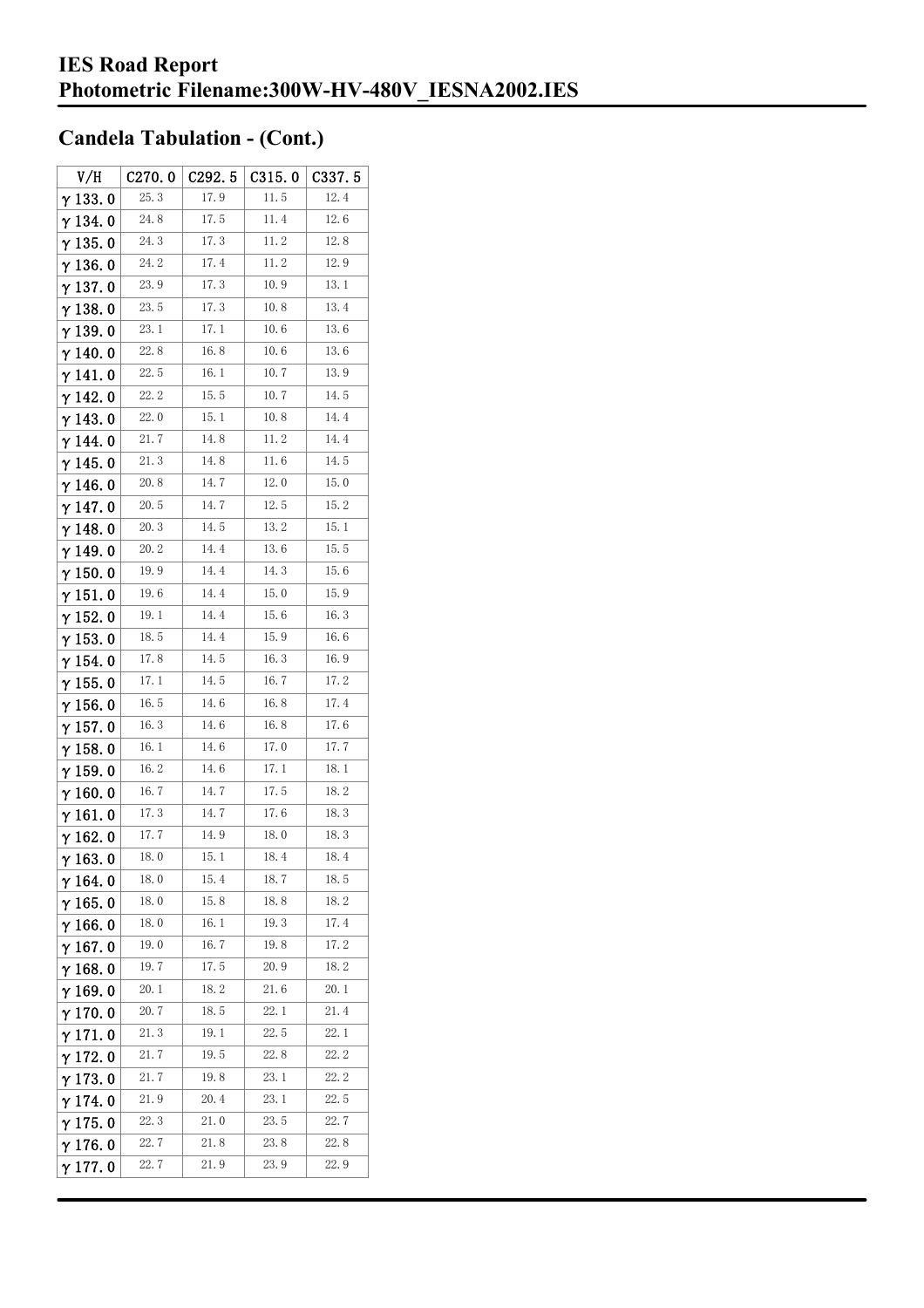# IES Road Report
# Photometric Filename:300W-HV-480V_IESNA2002.IES

## Candela Tabulation - (Cont.)

| V/H | C270.0 | C292.5 | C315.0 | C337.5 |
|---|---|---|---|---|
| γ 133.0 | 25.3 | 17.9 | 11.5 | 12.4 |
| γ 134.0 | 24.8 | 17.5 | 11.4 | 12.6 |
| γ 135.0 | 24.3 | 17.3 | 11.2 | 12.8 |
| γ 136.0 | 24.2 | 17.4 | 11.2 | 12.9 |
| γ 137.0 | 23.9 | 17.3 | 10.9 | 13.1 |
| γ 138.0 | 23.5 | 17.3 | 10.8 | 13.4 |
| γ 139.0 | 23.1 | 17.1 | 10.6 | 13.6 |
| γ 140.0 | 22.8 | 16.8 | 10.6 | 13.6 |
| γ 141.0 | 22.5 | 16.1 | 10.7 | 13.9 |
| γ 142.0 | 22.2 | 15.5 | 10.7 | 14.5 |
| γ 143.0 | 22.0 | 15.1 | 10.8 | 14.4 |
| γ 144.0 | 21.7 | 14.8 | 11.2 | 14.4 |
| γ 145.0 | 21.3 | 14.8 | 11.6 | 14.5 |
| γ 146.0 | 20.8 | 14.7 | 12.0 | 15.0 |
| γ 147.0 | 20.5 | 14.7 | 12.5 | 15.2 |
| γ 148.0 | 20.3 | 14.5 | 13.2 | 15.1 |
| γ 149.0 | 20.2 | 14.4 | 13.6 | 15.5 |
| γ 150.0 | 19.9 | 14.4 | 14.3 | 15.6 |
| γ 151.0 | 19.6 | 14.4 | 15.0 | 15.9 |
| γ 152.0 | 19.1 | 14.4 | 15.6 | 16.3 |
| γ 153.0 | 18.5 | 14.4 | 15.9 | 16.6 |
| γ 154.0 | 17.8 | 14.5 | 16.3 | 16.9 |
| γ 155.0 | 17.1 | 14.5 | 16.7 | 17.2 |
| γ 156.0 | 16.5 | 14.6 | 16.8 | 17.4 |
| γ 157.0 | 16.3 | 14.6 | 16.8 | 17.6 |
| γ 158.0 | 16.1 | 14.6 | 17.0 | 17.7 |
| γ 159.0 | 16.2 | 14.6 | 17.1 | 18.1 |
| γ 160.0 | 16.7 | 14.7 | 17.5 | 18.2 |
| γ 161.0 | 17.3 | 14.7 | 17.6 | 18.3 |
| γ 162.0 | 17.7 | 14.9 | 18.0 | 18.3 |
| γ 163.0 | 18.0 | 15.1 | 18.4 | 18.4 |
| γ 164.0 | 18.0 | 15.4 | 18.7 | 18.5 |
| γ 165.0 | 18.0 | 15.8 | 18.8 | 18.2 |
| γ 166.0 | 18.0 | 16.1 | 19.3 | 17.4 |
| γ 167.0 | 19.0 | 16.7 | 19.8 | 17.2 |
| γ 168.0 | 19.7 | 17.5 | 20.9 | 18.2 |
| γ 169.0 | 20.1 | 18.2 | 21.6 | 20.1 |
| γ 170.0 | 20.7 | 18.5 | 22.1 | 21.4 |
| γ 171.0 | 21.3 | 19.1 | 22.5 | 22.1 |
| γ 172.0 | 21.7 | 19.5 | 22.8 | 22.2 |
| γ 173.0 | 21.7 | 19.8 | 23.1 | 22.2 |
| γ 174.0 | 21.9 | 20.4 | 23.1 | 22.5 |
| γ 175.0 | 22.3 | 21.0 | 23.5 | 22.7 |
| γ 176.0 | 22.7 | 21.8 | 23.8 | 22.8 |
| γ 177.0 | 22.7 | 21.9 | 23.9 | 22.9 |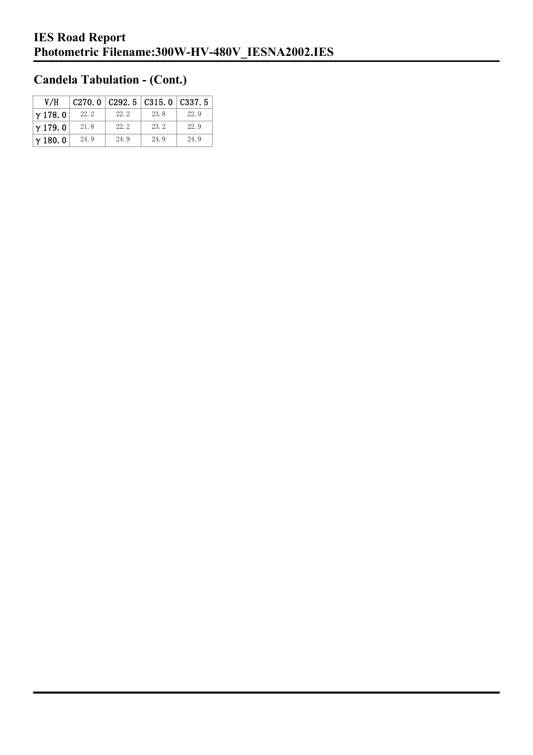## Candela Tabulation - (Cont.)

| V/H | C270.0 | C292.5 | C315.0 | C337.5 |
| --- | --- | --- | --- | --- |
| γ 178.0 | 22.2 | 22.2 | 23.8 | 22.9 |
| γ 179.0 | 21.8 | 22.2 | 23.2 | 22.9 |
| γ 180.0 | 24.9 | 24.9 | 24.9 | 24.9 |